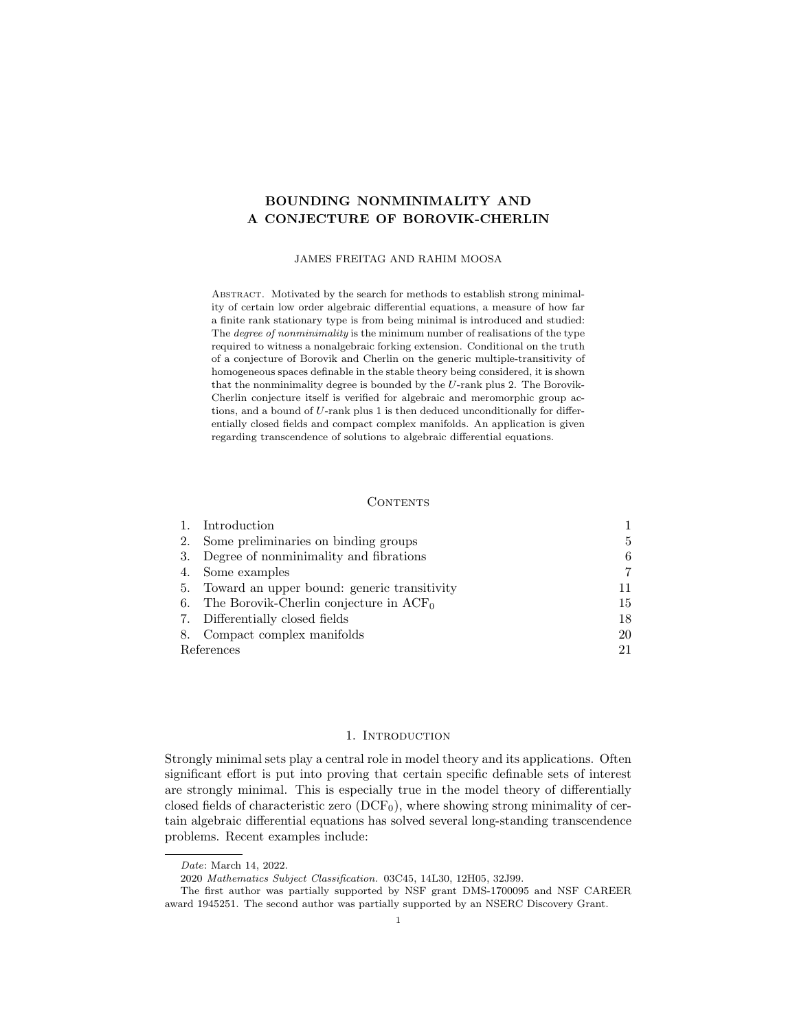# BOUNDING NONMINIMALITY AND A CONJECTURE OF BOROVIK-CHERLIN

JAMES FREITAG AND RAHIM MOOSA

Abstract. Motivated by the search for methods to establish strong minimality of certain low order algebraic differential equations, a measure of how far a finite rank stationary type is from being minimal is introduced and studied: The *degree of nonminimality* is the minimum number of realisations of the type required to witness a nonalgebraic forking extension. Conditional on the truth of a conjecture of Borovik and Cherlin on the generic multiple-transitivity of homogeneous spaces definable in the stable theory being considered, it is shown that the nonminimality degree is bounded by the $U$-rank plus 2. The Borovik-Cherlin conjecture itself is verified for algebraic and meromorphic group actions, and a bound of $U$-rank plus 1 is then deduced unconditionally for differentially closed fields and compact complex manifolds. An application is given regarding transcendence of solutions to algebraic differential equations.

## Contents

| | | |
|---|---|---|
| 1. | Introduction | 1 |
| 2. | Some preliminaries on binding groups | 5 |
| 3. | Degree of nonminimality and fibrations | 6 |
| 4. | Some examples | 7 |
| 5. | Toward an upper bound: generic transitivity | 11 |
| 6. | The Borovik-Cherlin conjecture in $\mathrm{ACF}_0$ | 15 |
| 7. | Differentially closed fields | 18 |
| 8. | Compact complex manifolds | 20 |
| | References | 21 |

## 1. Introduction

Strongly minimal sets play a central role in model theory and its applications. Often significant effort is put into proving that certain specific definable sets of interest are strongly minimal. This is especially true in the model theory of differentially closed fields of characteristic zero ($\mathrm{DCF}_0$), where showing strong minimality of certain algebraic differential equations has solved several long-standing transcendence problems. Recent examples include:

---

*Date*: March 14, 2022.

2020 *Mathematics Subject Classification.* 03C45, 14L30, 12H05, 32J99.

The first author was partially supported by NSF grant DMS-1700095 and NSF CAREER award 1945251. The second author was partially supported by an NSERC Discovery Grant.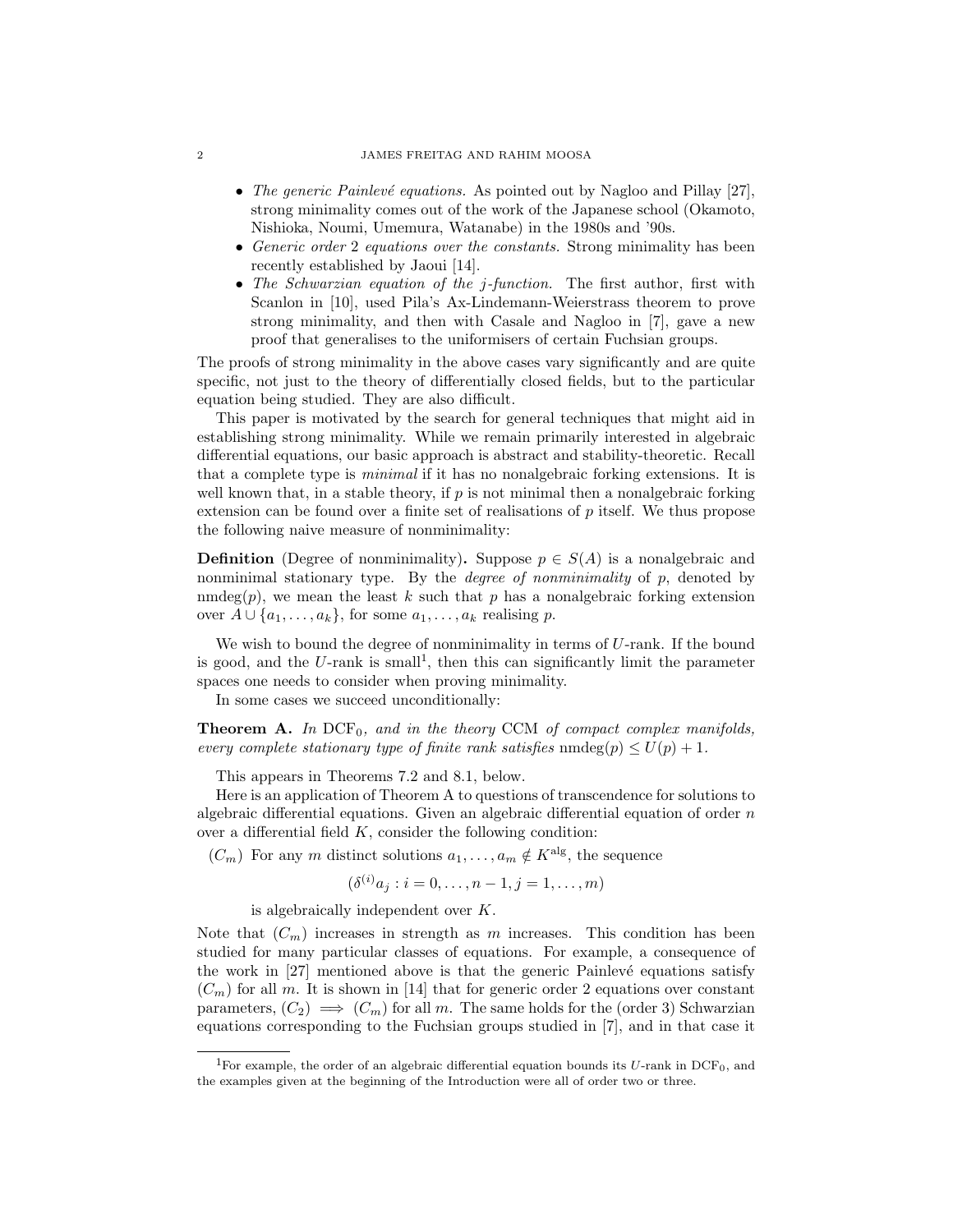- *The generic Painlevé equations.* As pointed out by Nagloo and Pillay [27], strong minimality comes out of the work of the Japanese school (Okamoto, Nishioka, Noumi, Umemura, Watanabe) in the 1980s and '90s.
- *Generic order* 2 *equations over the constants.* Strong minimality has been recently established by Jaoui [14].
- *The Schwarzian equation of the j-function.* The first author, first with Scanlon in [10], used Pila's Ax-Lindemann-Weierstrass theorem to prove strong minimality, and then with Casale and Nagloo in [7], gave a new proof that generalises to the uniformisers of certain Fuchsian groups.

The proofs of strong minimality in the above cases vary significantly and are quite specific, not just to the theory of differentially closed fields, but to the particular equation being studied. They are also difficult.

This paper is motivated by the search for general techniques that might aid in establishing strong minimality. While we remain primarily interested in algebraic differential equations, our basic approach is abstract and stability-theoretic. Recall that a complete type is *minimal* if it has no nonalgebraic forking extensions. It is well known that, in a stable theory, if $p$ is not minimal then a nonalgebraic forking extension can be found over a finite set of realisations of $p$ itself. We thus propose the following naive measure of nonminimality:

**Definition** (Degree of nonminimality)**.** Suppose $p \in S(A)$ is a nonalgebraic and nonminimal stationary type. By the *degree of nonminimality* of $p$, denoted by $\mathrm{nmdeg}(p)$, we mean the least $k$ such that $p$ has a nonalgebraic forking extension over $A \cup \{a_1, \dots, a_k\}$, for some $a_1, \dots, a_k$ realising $p$.

We wish to bound the degree of nonminimality in terms of $U$-rank. If the bound is good, and the $U$-rank is small[1], then this can significantly limit the parameter spaces one needs to consider when proving minimality.

In some cases we succeed unconditionally:

**Theorem A.** *In* $\mathrm{DCF}_0$*, and in the theory* CCM *of compact complex manifolds, every complete stationary type of finite rank satisfies* $\mathrm{nmdeg}(p) \leq U(p) + 1$.

This appears in Theorems 7.2 and 8.1, below.

Here is an application of Theorem A to questions of transcendence for solutions to algebraic differential equations. Given an algebraic differential equation of order $n$ over a differential field $K$, consider the following condition:

$(C_m)$ For any $m$ distinct solutions $a_1, \dots, a_m \notin K^{\mathrm{alg}}$, the sequence

$$(\delta^{(i)} a_j : i = 0, \dots, n-1, j = 1, \dots, m)$$

is algebraically independent over $K$.

Note that $(C_m)$ increases in strength as $m$ increases. This condition has been studied for many particular classes of equations. For example, a consequence of the work in [27] mentioned above is that the generic Painlevé equations satisfy $(C_m)$ for all $m$. It is shown in [14] that for generic order 2 equations over constant parameters, $(C_2) \implies (C_m)$ for all $m$. The same holds for the (order 3) Schwarzian equations corresponding to the Fuchsian groups studied in [7], and in that case it

[1] For example, the order of an algebraic differential equation bounds its $U$-rank in $\mathrm{DCF}_0$, and the examples given at the beginning of the Introduction were all of order two or three.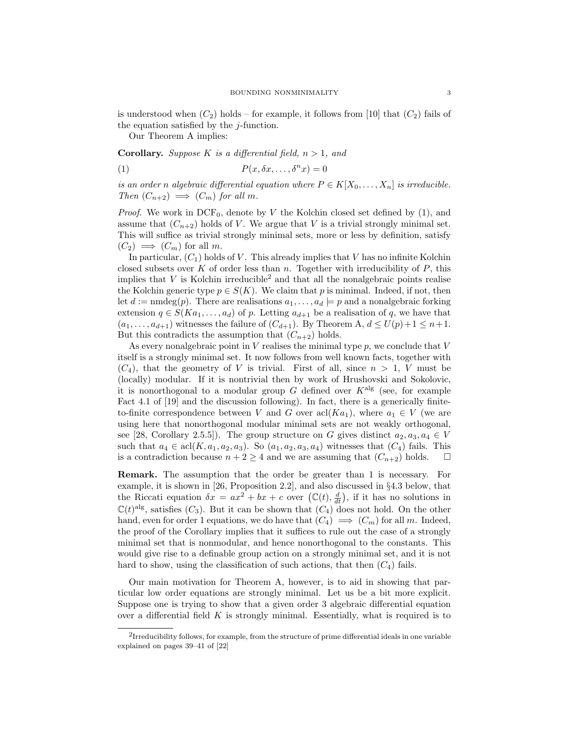is understood when $(C_2)$ holds – for example, it follows from [10] that $(C_2)$ fails of the equation satisfied by the $j$-function.

Our Theorem A implies:

**Corollary.** *Suppose $K$ is a differential field, $n > 1$, and*

$$P(x, \delta x, \ldots, \delta^n x) = 0 \tag{1}$$

*is an order $n$ algebraic differential equation where $P \in K[X_0, \ldots, X_n]$ is irreducible. Then $(C_{n+2}) \implies (C_m)$ for all $m$.*

*Proof.* We work in $\mathrm{DCF}_0$, denote by $V$ the Kolchin closed set defined by (1), and assume that $(C_{n+2})$ holds of $V$. We argue that $V$ is a trivial strongly minimal set. This will suffice as trivial strongly minimal sets, more or less by definition, satisfy $(C_2) \implies (C_m)$ for all $m$.

In particular, $(C_1)$ holds of $V$. This already implies that $V$ has no infinite Kolchin closed subsets over $K$ of order less than $n$. Together with irreducibility of $P$, this implies that $V$ is Kolchin irreducible[2] and that all the nonalgebraic points realise the Kolchin generic type $p \in S(K)$. We claim that $p$ is minimal. Indeed, if not, then let $d := \mathrm{nmdeg}(p)$. There are realisations $a_1, \ldots, a_d \models p$ and a nonalgebraic forking extension $q \in S(Ka_1, \ldots, a_d)$ of $p$. Letting $a_{d+1}$ be a realisation of $q$, we have that $(a_1, \ldots, a_{d+1})$ witnesses the failure of $(C_{d+1})$. By Theorem A, $d \leq U(p)+1 \leq n+1$. But this contradicts the assumption that $(C_{n+2})$ holds.

As every nonalgebraic point in $V$ realises the minimal type $p$, we conclude that $V$ itself is a strongly minimal set. It now follows from well known facts, together with $(C_4)$, that the geometry of $V$ is trivial. First of all, since $n > 1$, $V$ must be (locally) modular. If it is nontrivial then by work of Hrushovski and Sokolovic, it is nonorthogonal to a modular group $G$ defined over $K^{\mathrm{alg}}$ (see, for example Fact 4.1 of [19] and the discussion following). In fact, there is a generically finite-to-finite correspondence between $V$ and $G$ over $\mathrm{acl}(Ka_1)$, where $a_1 \in V$ (we are using here that nonorthogonal modular minimal sets are not weakly orthogonal, see [28, Corollary 2.5.5]). The group structure on $G$ gives distinct $a_2, a_3, a_4 \in V$ such that $a_4 \in \mathrm{acl}(K, a_1, a_2, a_3)$. So $(a_1, a_2, a_3, a_4)$ witnesses that $(C_4)$ fails. This is a contradiction because $n+2 \geq 4$ and we are assuming that $(C_{n+2})$ holds. $\square$

**Remark.** The assumption that the order be greater than 1 is necessary. For example, it is shown in [26, Proposition 2.2], and also discussed in §4.3 below, that the Riccati equation $\delta x = ax^2 + bx + c$ over $\left(\mathbb{C}(t), \frac{d}{dt}\right)$, if it has no solutions in $\mathbb{C}(t)^{\mathrm{alg}}$, satisfies $(C_3)$. But it can be shown that $(C_4)$ does not hold. On the other hand, even for order 1 equations, we do have that $(C_4) \implies (C_m)$ for all $m$. Indeed, the proof of the Corollary implies that it suffices to rule out the case of a strongly minimal set that is nonmodular, and hence nonorthogonal to the constants. This would give rise to a definable group action on a strongly minimal set, and it is not hard to show, using the classification of such actions, that then $(C_4)$ fails.

Our main motivation for Theorem A, however, is to aid in showing that particular low order equations are strongly minimal. Let us be a bit more explicit. Suppose one is trying to show that a given order 3 algebraic differential equation over a differential field $K$ is strongly minimal. Essentially, what is required is to

[2] Irreducibility follows, for example, from the structure of prime differential ideals in one variable explained on pages 39–41 of [22]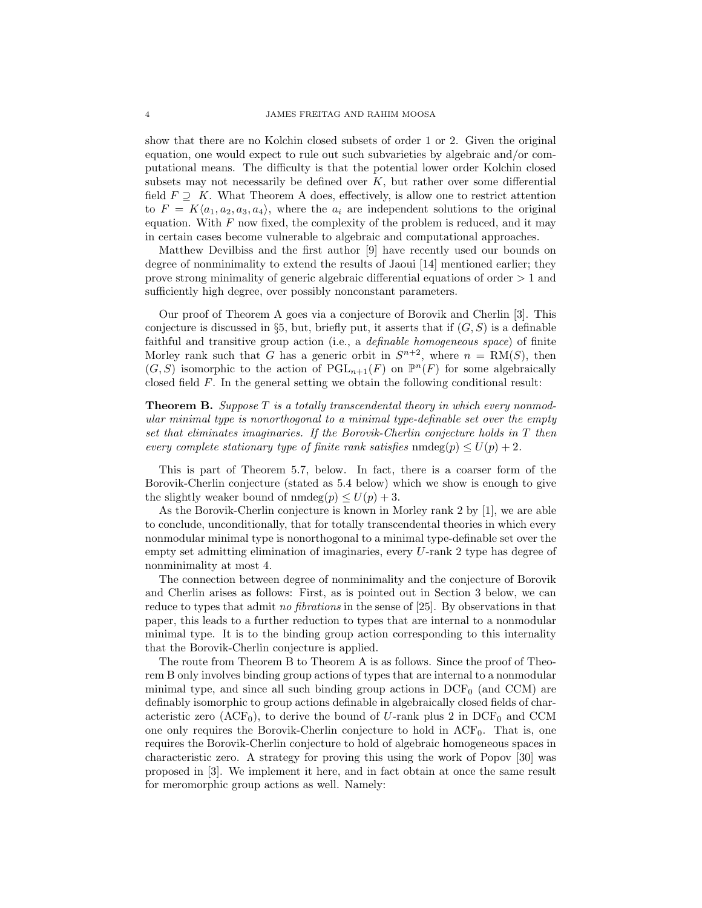show that there are no Kolchin closed subsets of order 1 or 2. Given the original equation, one would expect to rule out such subvarieties by algebraic and/or computational means. The difficulty is that the potential lower order Kolchin closed subsets may not necessarily be defined over $K$, but rather over some differential field $F \supseteq K$. What Theorem A does, effectively, is allow one to restrict attention to $F = K\langle a_1, a_2, a_3, a_4\rangle$, where the $a_i$ are independent solutions to the original equation. With $F$ now fixed, the complexity of the problem is reduced, and it may in certain cases become vulnerable to algebraic and computational approaches.

Matthew Devilbiss and the first author [9] have recently used our bounds on degree of nonminimality to extend the results of Jaoui [14] mentioned earlier; they prove strong minimality of generic algebraic differential equations of order $> 1$ and sufficiently high degree, over possibly nonconstant parameters.

Our proof of Theorem A goes via a conjecture of Borovik and Cherlin [3]. This conjecture is discussed in §5, but, briefly put, it asserts that if $(G, S)$ is a definable faithful and transitive group action (i.e., a *definable homogeneous space*) of finite Morley rank such that $G$ has a generic orbit in $S^{n+2}$, where $n = \mathrm{RM}(S)$, then $(G, S)$ isomorphic to the action of $\mathrm{PGL}_{n+1}(F)$ on $\mathbb{P}^n(F)$ for some algebraically closed field $F$. In the general setting we obtain the following conditional result:

**Theorem B.** *Suppose $T$ is a totally transcendental theory in which every nonmodular minimal type is nonorthogonal to a minimal type-definable set over the empty set that eliminates imaginaries. If the Borovik-Cherlin conjecture holds in $T$ then every complete stationary type of finite rank satisfies* $\mathrm{nmdeg}(p) \leq U(p) + 2$.

This is part of Theorem 5.7, below. In fact, there is a coarser form of the Borovik-Cherlin conjecture (stated as 5.4 below) which we show is enough to give the slightly weaker bound of $\mathrm{nmdeg}(p) \leq U(p) + 3$.

As the Borovik-Cherlin conjecture is known in Morley rank 2 by [1], we are able to conclude, unconditionally, that for totally transcendental theories in which every nonmodular minimal type is nonorthogonal to a minimal type-definable set over the empty set admitting elimination of imaginaries, every $U$-rank 2 type has degree of nonminimality at most 4.

The connection between degree of nonminimality and the conjecture of Borovik and Cherlin arises as follows: First, as is pointed out in Section 3 below, we can reduce to types that admit *no fibrations* in the sense of [25]. By observations in that paper, this leads to a further reduction to types that are internal to a nonmodular minimal type. It is to the binding group action corresponding to this internality that the Borovik-Cherlin conjecture is applied.

The route from Theorem B to Theorem A is as follows. Since the proof of Theorem B only involves binding group actions of types that are internal to a nonmodular minimal type, and since all such binding group actions in $\mathrm{DCF}_0$ (and CCM) are definably isomorphic to group actions definable in algebraically closed fields of characteristic zero ($\mathrm{ACF}_0$), to derive the bound of $U$-rank plus 2 in $\mathrm{DCF}_0$ and CCM one only requires the Borovik-Cherlin conjecture to hold in $\mathrm{ACF}_0$. That is, one requires the Borovik-Cherlin conjecture to hold of algebraic homogeneous spaces in characteristic zero. A strategy for proving this using the work of Popov [30] was proposed in [3]. We implement it here, and in fact obtain at once the same result for meromorphic group actions as well. Namely: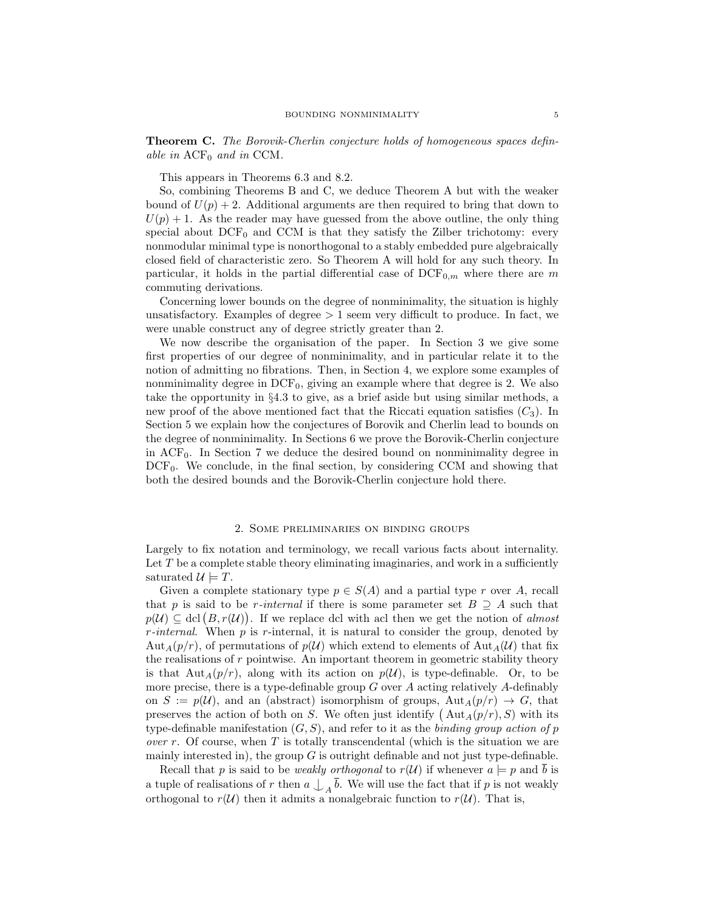**Theorem C.** *The Borovik-Cherlin conjecture holds of homogeneous spaces definable in* $\mathrm{ACF}_0$ *and in* CCM*.*

This appears in Theorems 6.3 and 8.2.

So, combining Theorems B and C, we deduce Theorem A but with the weaker bound of $U(p) + 2$. Additional arguments are then required to bring that down to $U(p) + 1$. As the reader may have guessed from the above outline, the only thing special about $\mathrm{DCF}_0$ and CCM is that they satisfy the Zilber trichotomy: every nonmodular minimal type is nonorthogonal to a stably embedded pure algebraically closed field of characteristic zero. So Theorem A will hold for any such theory. In particular, it holds in the partial differential case of $\mathrm{DCF}_{0,m}$ where there are $m$ commuting derivations.

Concerning lower bounds on the degree of nonminimality, the situation is highly unsatisfactory. Examples of degree $> 1$ seem very difficult to produce. In fact, we were unable construct any of degree strictly greater than 2.

We now describe the organisation of the paper. In Section 3 we give some first properties of our degree of nonminimality, and in particular relate it to the notion of admitting no fibrations. Then, in Section 4, we explore some examples of nonminimality degree in $\mathrm{DCF}_0$, giving an example where that degree is 2. We also take the opportunity in §4.3 to give, as a brief aside but using similar methods, a new proof of the above mentioned fact that the Riccati equation satisfies $(C_3)$. In Section 5 we explain how the conjectures of Borovik and Cherlin lead to bounds on the degree of nonminimality. In Sections 6 we prove the Borovik-Cherlin conjecture in $\mathrm{ACF}_0$. In Section 7 we deduce the desired bound on nonminimality degree in $\mathrm{DCF}_0$. We conclude, in the final section, by considering CCM and showing that both the desired bounds and the Borovik-Cherlin conjecture hold there.

## 2. Some preliminaries on binding groups

Largely to fix notation and terminology, we recall various facts about internality. Let $T$ be a complete stable theory eliminating imaginaries, and work in a sufficiently saturated $\mathcal{U} \models T$.

Given a complete stationary type $p \in S(A)$ and a partial type $r$ over $A$, recall that $p$ is said to be *$r$-internal* if there is some parameter set $B \supseteq A$ such that $p(\mathcal{U}) \subseteq \mathrm{dcl}\big(B, r(\mathcal{U})\big)$. If we replace dcl with acl then we get the notion of *almost $r$-internal*. When $p$ is $r$-internal, it is natural to consider the group, denoted by $\mathrm{Aut}_A(p/r)$, of permutations of $p(\mathcal{U})$ which extend to elements of $\mathrm{Aut}_A(\mathcal{U})$ that fix the realisations of $r$ pointwise. An important theorem in geometric stability theory is that $\mathrm{Aut}_A(p/r)$, along with its action on $p(\mathcal{U})$, is type-definable. Or, to be more precise, there is a type-definable group $G$ over $A$ acting relatively $A$-definably on $S := p(\mathcal{U})$, and an (abstract) isomorphism of groups, $\mathrm{Aut}_A(p/r) \to G$, that preserves the action of both on $S$. We often just identify $\big(\mathrm{Aut}_A(p/r), S\big)$ with its type-definable manifestation $(G, S)$, and refer to it as the *binding group action of $p$ over $r$*. Of course, when $T$ is totally transcendental (which is the situation we are mainly interested in), the group $G$ is outright definable and not just type-definable.

Recall that $p$ is said to be *weakly orthogonal* to $r(\mathcal{U})$ if whenever $a \models p$ and $\bar{b}$ is a tuple of realisations of $r$ then $a \mathop{\smile\!\!\!\!\!\!\mid}_A \bar{b}$. We will use the fact that if $p$ is not weakly orthogonal to $r(\mathcal{U})$ then it admits a nonalgebraic function to $r(\mathcal{U})$. That is,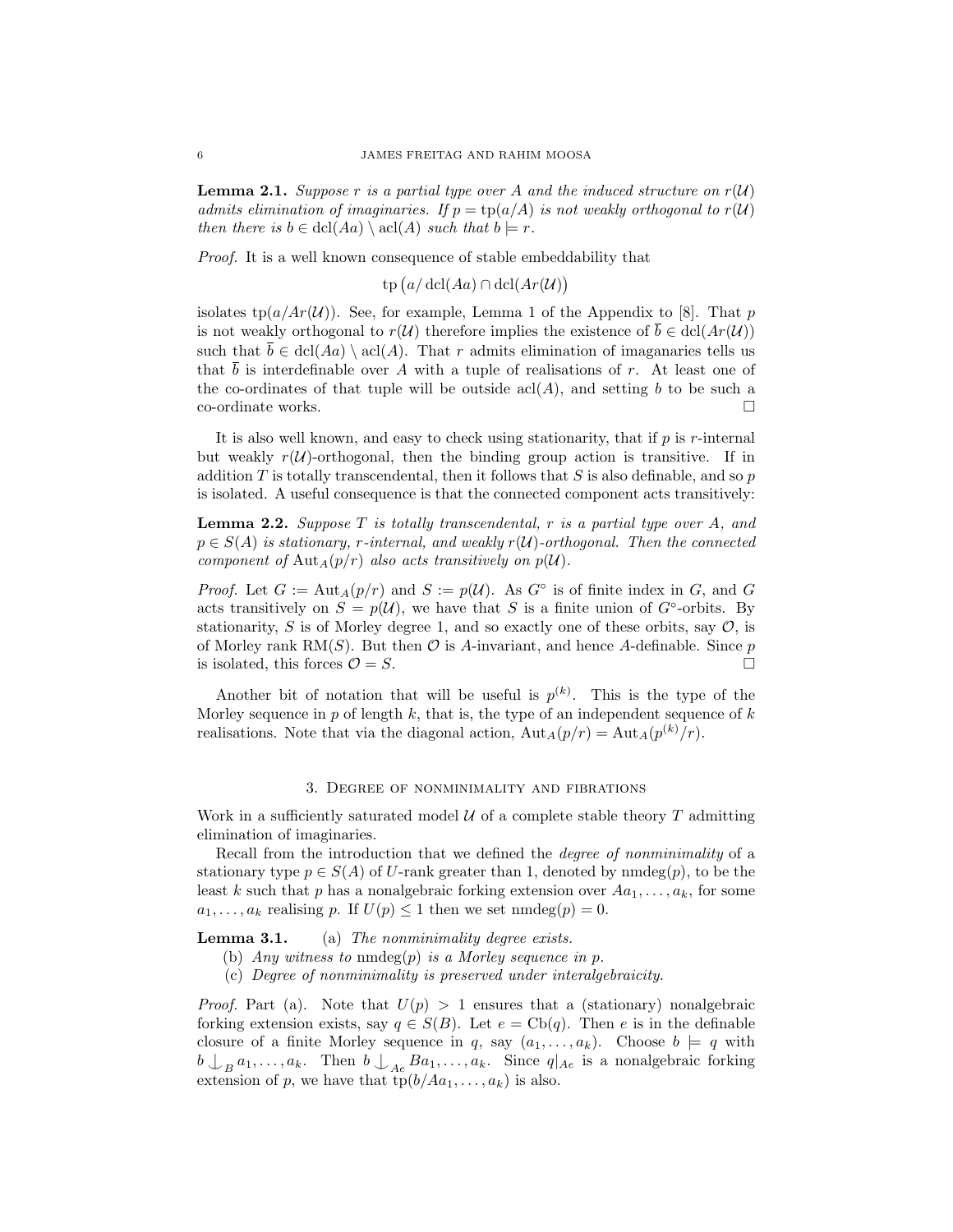**Lemma 2.1.** *Suppose $r$ is a partial type over $A$ and the induced structure on $r(\mathcal{U})$ admits elimination of imaginaries. If $p = \operatorname{tp}(a/A)$ is not weakly orthogonal to $r(\mathcal{U})$ then there is $b \in \operatorname{dcl}(Aa) \setminus \operatorname{acl}(A)$ such that $b \models r$.*

*Proof.* It is a well known consequence of stable embeddability that

$$\operatorname{tp}\left(a/\operatorname{dcl}(Aa) \cap \operatorname{dcl}(Ar(\mathcal{U})\right)$$

isolates $\operatorname{tp}(a/Ar(\mathcal{U}))$. See, for example, Lemma 1 of the Appendix to [8]. That $p$ is not weakly orthogonal to $r(\mathcal{U})$ therefore implies the existence of $\bar{b} \in \operatorname{dcl}(Ar(\mathcal{U}))$ such that $\bar{b} \in \operatorname{dcl}(Aa) \setminus \operatorname{acl}(A)$. That $r$ admits elimination of imaganaries tells us that $\bar{b}$ is interdefinable over $A$ with a tuple of realisations of $r$. At least one of the co-ordinates of that tuple will be outside $\operatorname{acl}(A)$, and setting $b$ to be such a co-ordinate works. $\square$

It is also well known, and easy to check using stationarity, that if $p$ is $r$-internal but weakly $r(\mathcal{U})$-orthogonal, then the binding group action is transitive. If in addition $T$ is totally transcendental, then it follows that $S$ is also definable, and so $p$ is isolated. A useful consequence is that the connected component acts transitively:

**Lemma 2.2.** *Suppose $T$ is totally transcendental, $r$ is a partial type over $A$, and $p \in S(A)$ is stationary, $r$-internal, and weakly $r(\mathcal{U})$-orthogonal. Then the connected component of $\operatorname{Aut}_A(p/r)$ also acts transitively on $p(\mathcal{U})$.*

*Proof.* Let $G := \operatorname{Aut}_A(p/r)$ and $S := p(\mathcal{U})$. As $G^\circ$ is of finite index in $G$, and $G$ acts transitively on $S = p(\mathcal{U})$, we have that $S$ is a finite union of $G^\circ$-orbits. By stationarity, $S$ is of Morley degree 1, and so exactly one of these orbits, say $\mathcal{O}$, is of Morley rank $\operatorname{RM}(S)$. But then $\mathcal{O}$ is $A$-invariant, and hence $A$-definable. Since $p$ is isolated, this forces $\mathcal{O} = S$. $\square$

Another bit of notation that will be useful is $p^{(k)}$. This is the type of the Morley sequence in $p$ of length $k$, that is, the type of an independent sequence of $k$ realisations. Note that via the diagonal action, $\operatorname{Aut}_A(p/r) = \operatorname{Aut}_A(p^{(k)}/r)$.

## 3. Degree of nonminimality and fibrations

Work in a sufficiently saturated model $\mathcal{U}$ of a complete stable theory $T$ admitting elimination of imaginaries.

Recall from the introduction that we defined the *degree of nonminimality* of a stationary type $p \in S(A)$ of $U$-rank greater than 1, denoted by $\operatorname{nmdeg}(p)$, to be the least $k$ such that $p$ has a nonalgebraic forking extension over $Aa_1, \dots, a_k$, for some $a_1, \dots, a_k$ realising $p$. If $U(p) \leq 1$ then we set $\operatorname{nmdeg}(p) = 0$.

**Lemma 3.1.** (a) *The nonminimality degree exists.*

(b) *Any witness to $\operatorname{nmdeg}(p)$ is a Morley sequence in $p$.*

(c) *Degree of nonminimality is preserved under interalgebraicity.*

*Proof.* Part (a). Note that $U(p) > 1$ ensures that a (stationary) nonalgebraic forking extension exists, say $q \in S(B)$. Let $e = \operatorname{Cb}(q)$. Then $e$ is in the definable closure of a finite Morley sequence in $q$, say $(a_1, \dots, a_k)$. Choose $b \models q$ with $b \mathop{\smile\!\!\!\!\!\!\;|}_B a_1, \dots, a_k$. Then $b \mathop{\smile\!\!\!\!\!\!\;|}_{Ae} Ba_1, \dots, a_k$. Since $q|_{Ae}$ is a nonalgebraic forking extension of $p$, we have that $\operatorname{tp}(b/Aa_1, \dots, a_k)$ is also.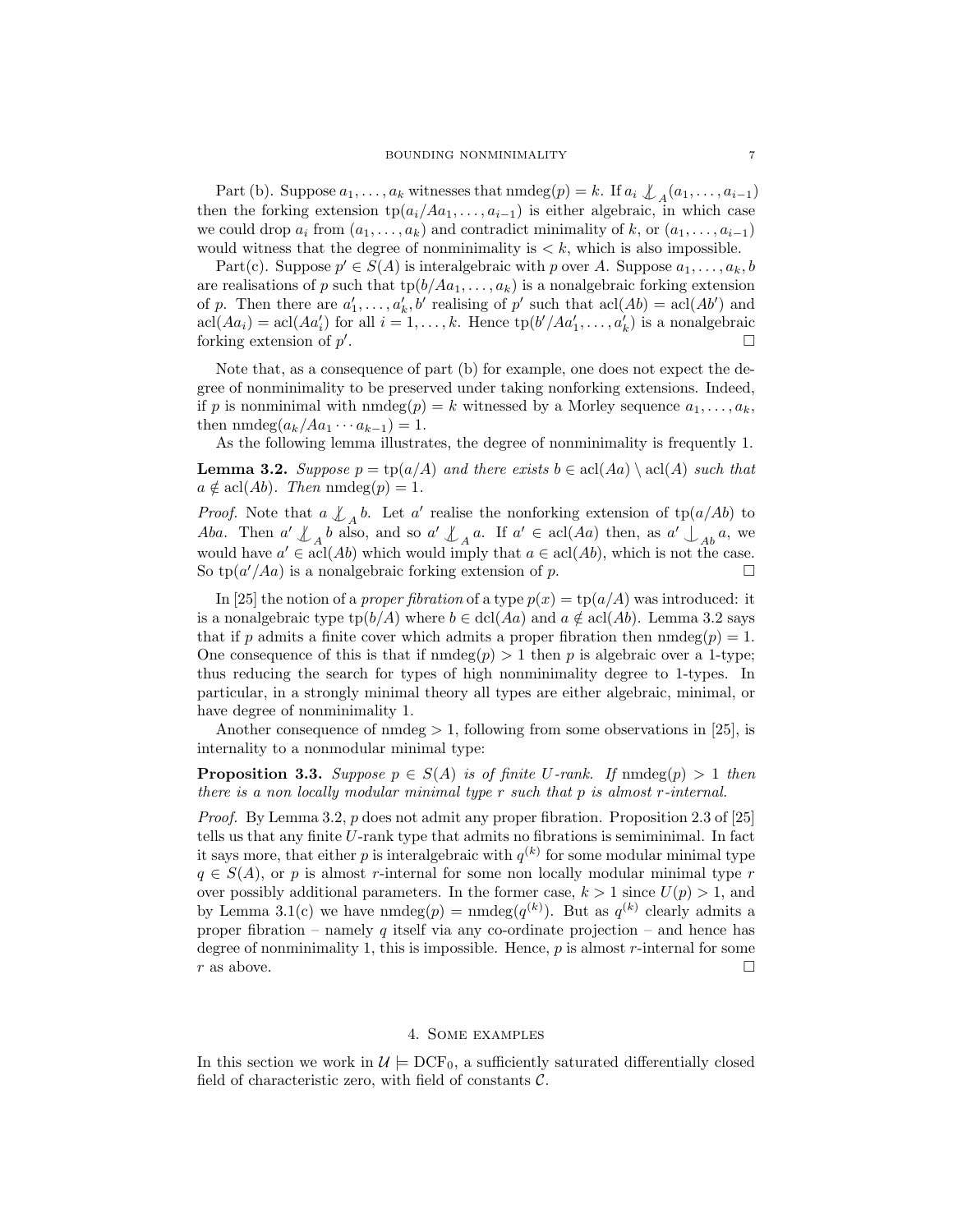Part (b). Suppose $a_1, \dots, a_k$ witnesses that $\mathrm{nmdeg}(p) = k$. If $a_i \not\perp_A (a_1, \dots, a_{i-1})$ then the forking extension $\mathrm{tp}(a_i/Aa_1, \dots, a_{i-1})$ is either algebraic, in which case we could drop $a_i$ from $(a_1, \dots, a_k)$ and contradict minimality of $k$, or $(a_1, \dots, a_{i-1})$ would witness that the degree of nonminimality is $< k$, which is also impossible.

Part(c). Suppose $p' \in S(A)$ is interalgebraic with $p$ over $A$. Suppose $a_1, \dots, a_k, b$ are realisations of $p$ such that $\mathrm{tp}(b/Aa_1, \dots, a_k)$ is a nonalgebraic forking extension of $p$. Then there are $a_1', \dots, a_k', b'$ realising of $p'$ such that $\mathrm{acl}(Ab) = \mathrm{acl}(Ab')$ and $\mathrm{acl}(Aa_i) = \mathrm{acl}(Aa_i')$ for all $i = 1, \dots, k$. Hence $\mathrm{tp}(b'/Aa_1', \dots, a_k')$ is a nonalgebraic forking extension of $p'$. $\square$

Note that, as a consequence of part (b) for example, one does not expect the degree of nonminimality to be preserved under taking nonforking extensions. Indeed, if $p$ is nonminimal with $\mathrm{nmdeg}(p) = k$ witnessed by a Morley sequence $a_1, \dots, a_k$, then $\mathrm{nmdeg}(a_k/Aa_1 \cdots a_{k-1}) = 1$.

As the following lemma illustrates, the degree of nonminimality is frequently 1.

**Lemma 3.2.** *Suppose $p = \mathrm{tp}(a/A)$ and there exists $b \in \mathrm{acl}(Aa) \setminus \mathrm{acl}(A)$ such that $a \notin \mathrm{acl}(Ab)$. Then $\mathrm{nmdeg}(p) = 1$.*

*Proof.* Note that $a \not\perp_A b$. Let $a'$ realise the nonforking extension of $\mathrm{tp}(a/Ab)$ to $Aba$. Then $a' \not\perp_A b$ also, and so $a' \not\perp_A a$. If $a' \in \mathrm{acl}(Aa)$ then, as $a' \perp_{Ab} a$, we would have $a' \in \mathrm{acl}(Ab)$ which would imply that $a \in \mathrm{acl}(Ab)$, which is not the case. So $\mathrm{tp}(a'/Aa)$ is a nonalgebraic forking extension of $p$. $\square$

In [25] the notion of a *proper fibration* of a type $p(x) = \mathrm{tp}(a/A)$ was introduced: it is a nonalgebraic type $\mathrm{tp}(b/A)$ where $b \in \mathrm{dcl}(Aa)$ and $a \notin \mathrm{acl}(Ab)$. Lemma 3.2 says that if $p$ admits a finite cover which admits a proper fibration then $\mathrm{nmdeg}(p) = 1$. One consequence of this is that if $\mathrm{nmdeg}(p) > 1$ then $p$ is algebraic over a 1-type; thus reducing the search for types of high nonminimality degree to 1-types. In particular, in a strongly minimal theory all types are either algebraic, minimal, or have degree of nonminimality 1.

Another consequence of $\mathrm{nmdeg} > 1$, following from some observations in [25], is internality to a nonmodular minimal type:

**Proposition 3.3.** *Suppose $p \in S(A)$ is of finite $U$-rank. If $\mathrm{nmdeg}(p) > 1$ then there is a non locally modular minimal type $r$ such that $p$ is almost $r$-internal.*

*Proof.* By Lemma 3.2, $p$ does not admit any proper fibration. Proposition 2.3 of [25] tells us that any finite $U$-rank type that admits no fibrations is semiminimal. In fact it says more, that either $p$ is interalgebraic with $q^{(k)}$ for some modular minimal type $q \in S(A)$, or $p$ is almost $r$-internal for some non locally modular minimal type $r$ over possibly additional parameters. In the former case, $k > 1$ since $U(p) > 1$, and by Lemma 3.1(c) we have $\mathrm{nmdeg}(p) = \mathrm{nmdeg}(q^{(k)})$. But as $q^{(k)}$ clearly admits a proper fibration – namely $q$ itself via any co-ordinate projection – and hence has degree of nonminimality 1, this is impossible. Hence, $p$ is almost $r$-internal for some $r$ as above. $\square$

## 4. Some examples

In this section we work in $\mathcal{U} \models \mathrm{DCF}_0$, a sufficiently saturated differentially closed field of characteristic zero, with field of constants $\mathcal{C}$.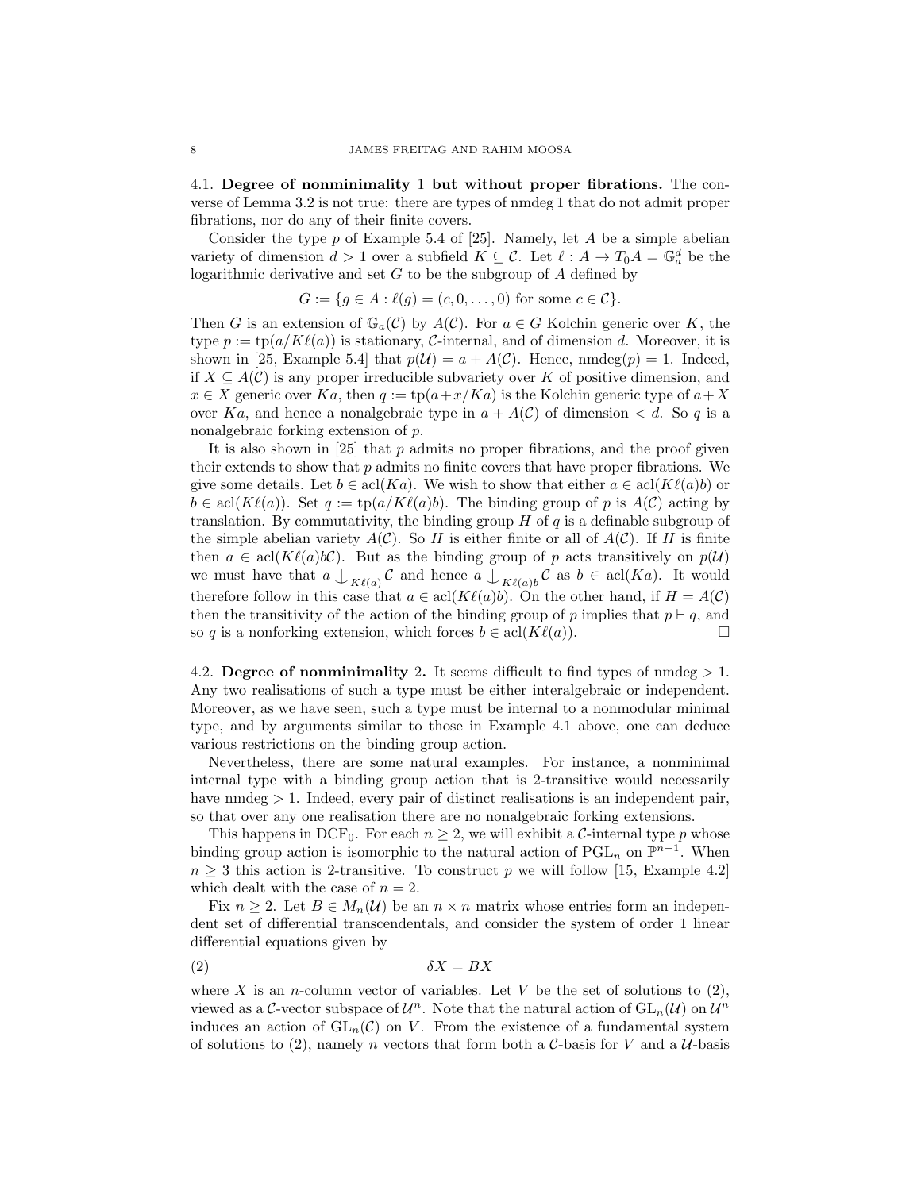### 4.1. Degree of nonminimality 1 but without proper fibrations.

The converse of Lemma 3.2 is not true: there are types of nmdeg 1 that do not admit proper fibrations, nor do any of their finite covers.

Consider the type $p$ of Example 5.4 of [25]. Namely, let $A$ be a simple abelian variety of dimension $d > 1$ over a subfield $K \subseteq \mathcal{C}$. Let $\ell : A \to T_0A = \mathbb{G}_a^d$ be the logarithmic derivative and set $G$ to be the subgroup of $A$ defined by

$$G := \{g \in A : \ell(g) = (c, 0, \dots, 0) \text{ for some } c \in \mathcal{C}\}.$$

Then $G$ is an extension of $\mathbb{G}_a(\mathcal{C})$ by $A(\mathcal{C})$. For $a \in G$ Kolchin generic over $K$, the type $p := \operatorname{tp}(a/K\ell(a))$ is stationary, $\mathcal{C}$-internal, and of dimension $d$. Moreover, it is shown in [25, Example 5.4] that $p(\mathcal{U}) = a + A(\mathcal{C})$. Hence, $\operatorname{nmdeg}(p) = 1$. Indeed, if $X \subseteq A(\mathcal{C})$ is any proper irreducible subvariety over $K$ of positive dimension, and $x \in X$ generic over $Ka$, then $q := \operatorname{tp}(a+x/Ka)$ is the Kolchin generic type of $a+X$ over $Ka$, and hence a nonalgebraic type in $a + A(\mathcal{C})$ of dimension $< d$. So $q$ is a nonalgebraic forking extension of $p$.

It is also shown in [25] that $p$ admits no proper fibrations, and the proof given their extends to show that $p$ admits no finite covers that have proper fibrations. We give some details. Let $b \in \operatorname{acl}(Ka)$. We wish to show that either $a \in \operatorname{acl}(K\ell(a)b)$ or $b \in \operatorname{acl}(K\ell(a))$. Set $q := \operatorname{tp}(a/K\ell(a)b)$. The binding group of $p$ is $A(\mathcal{C})$ acting by translation. By commutativity, the binding group $H$ of $q$ is a definable subgroup of the simple abelian variety $A(\mathcal{C})$. So $H$ is either finite or all of $A(\mathcal{C})$. If $H$ is finite then $a \in \operatorname{acl}(K\ell(a)b\mathcal{C})$. But as the binding group of $p$ acts transitively on $p(\mathcal{U})$ we must have that $a \mathop{\smile\!\!\!\!\!\!|}_{K\ell(a)} \mathcal{C}$ and hence $a \mathop{\smile\!\!\!\!\!\!|}_{K\ell(a)b} \mathcal{C}$ as $b \in \operatorname{acl}(Ka)$. It would therefore follow in this case that $a \in \operatorname{acl}(K\ell(a)b)$. On the other hand, if $H = A(\mathcal{C})$ then the transitivity of the action of the binding group of $p$ implies that $p \vdash q$, and so $q$ is a nonforking extension, which forces $b \in \operatorname{acl}(K\ell(a))$. □

### 4.2. Degree of nonminimality 2.

It seems difficult to find types of nmdeg $> 1$. Any two realisations of such a type must be either interalgebraic or independent. Moreover, as we have seen, such a type must be internal to a nonmodular minimal type, and by arguments similar to those in Example 4.1 above, one can deduce various restrictions on the binding group action.

Nevertheless, there are some natural examples. For instance, a nonminimal internal type with a binding group action that is 2-transitive would necessarily have nmdeg $> 1$. Indeed, every pair of distinct realisations is an independent pair, so that over any one realisation there are no nonalgebraic forking extensions.

This happens in $\mathrm{DCF}_0$. For each $n \geq 2$, we will exhibit a $\mathcal{C}$-internal type $p$ whose binding group action is isomorphic to the natural action of $\mathrm{PGL}_n$ on $\mathbb{P}^{n-1}$. When $n \geq 3$ this action is 2-transitive. To construct $p$ we will follow [15, Example 4.2] which dealt with the case of $n = 2$.

Fix $n \geq 2$. Let $B \in M_n(\mathcal{U})$ be an $n \times n$ matrix whose entries form an independent set of differential transcendentals, and consider the system of order 1 linear differential equations given by

$$\delta X = BX \tag{2}$$

where $X$ is an $n$-column vector of variables. Let $V$ be the set of solutions to (2), viewed as a $\mathcal{C}$-vector subspace of $\mathcal{U}^n$. Note that the natural action of $\mathrm{GL}_n(\mathcal{U})$ on $\mathcal{U}^n$ induces an action of $\mathrm{GL}_n(\mathcal{C})$ on $V$. From the existence of a fundamental system of solutions to (2), namely $n$ vectors that form both a $\mathcal{C}$-basis for $V$ and a $\mathcal{U}$-basis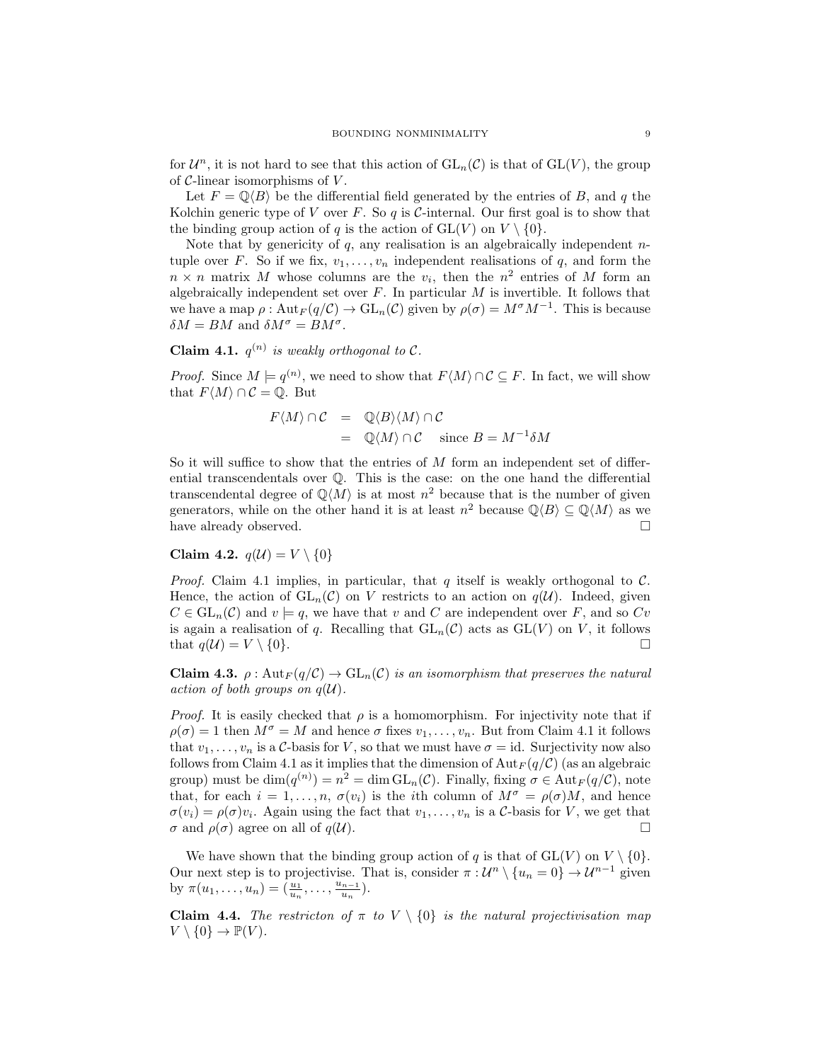for $\mathcal{U}^n$, it is not hard to see that this action of $\mathrm{GL}_n(\mathcal{C})$ is that of $\mathrm{GL}(V)$, the group of $\mathcal{C}$-linear isomorphisms of $V$.

Let $F = \mathbb{Q}\langle B\rangle$ be the differential field generated by the entries of $B$, and $q$ the Kolchin generic type of $V$ over $F$. So $q$ is $\mathcal{C}$-internal. Our first goal is to show that the binding group action of $q$ is the action of $\mathrm{GL}(V)$ on $V \setminus \{0\}$.

Note that by genericity of $q$, any realisation is an algebraically independent $n$-tuple over $F$. So if we fix, $v_1, \ldots, v_n$ independent realisations of $q$, and form the $n \times n$ matrix $M$ whose columns are the $v_i$, then the $n^2$ entries of $M$ form an algebraically independent set over $F$. In particular $M$ is invertible. It follows that we have a map $\rho : \mathrm{Aut}_F(q/\mathcal{C}) \to \mathrm{GL}_n(\mathcal{C})$ given by $\rho(\sigma) = M^\sigma M^{-1}$. This is because $\delta M = BM$ and $\delta M^\sigma = BM^\sigma$.

**Claim 4.1.** *$q^{(n)}$ is weakly orthogonal to $\mathcal{C}$.*

*Proof.* Since $M \models q^{(n)}$, we need to show that $F\langle M\rangle \cap \mathcal{C} \subseteq F$. In fact, we will show that $F\langle M\rangle \cap \mathcal{C} = \mathbb{Q}$. But

$$\begin{aligned} F\langle M\rangle \cap \mathcal{C} &= \mathbb{Q}\langle B\rangle\langle M\rangle \cap \mathcal{C} \\ &= \mathbb{Q}\langle M\rangle \cap \mathcal{C} \quad \text{ since } B = M^{-1}\delta M \end{aligned}$$

So it will suffice to show that the entries of $M$ form an independent set of differential transcendentals over $\mathbb{Q}$. This is the case: on the one hand the differential transcendental degree of $\mathbb{Q}\langle M\rangle$ is at most $n^2$ because that is the number of given generators, while on the other hand it is at least $n^2$ because $\mathbb{Q}\langle B\rangle \subseteq \mathbb{Q}\langle M\rangle$ as we have already observed. $\square$

**Claim 4.2.** $q(\mathcal{U}) = V \setminus \{0\}$

*Proof.* Claim 4.1 implies, in particular, that $q$ itself is weakly orthogonal to $\mathcal{C}$. Hence, the action of $\mathrm{GL}_n(\mathcal{C})$ on $V$ restricts to an action on $q(\mathcal{U})$. Indeed, given $C \in \mathrm{GL}_n(\mathcal{C})$ and $v \models q$, we have that $v$ and $C$ are independent over $F$, and so $Cv$ is again a realisation of $q$. Recalling that $\mathrm{GL}_n(\mathcal{C})$ acts as $\mathrm{GL}(V)$ on $V$, it follows that $q(\mathcal{U}) = V \setminus \{0\}$. $\square$

**Claim 4.3.** *$\rho : \mathrm{Aut}_F(q/\mathcal{C}) \to \mathrm{GL}_n(\mathcal{C})$ is an isomorphism that preserves the natural action of both groups on $q(\mathcal{U})$.*

*Proof.* It is easily checked that $\rho$ is a homomorphism. For injectivity note that if $\rho(\sigma) = 1$ then $M^\sigma = M$ and hence $\sigma$ fixes $v_1, \ldots, v_n$. But from Claim 4.1 it follows that $v_1, \ldots, v_n$ is a $\mathcal{C}$-basis for $V$, so that we must have $\sigma = \mathrm{id}$. Surjectivity now also follows from Claim 4.1 as it implies that the dimension of $\mathrm{Aut}_F(q/\mathcal{C})$ (as an algebraic group) must be $\dim(q^{(n)}) = n^2 = \dim \mathrm{GL}_n(\mathcal{C})$. Finally, fixing $\sigma \in \mathrm{Aut}_F(q/\mathcal{C})$, note that, for each $i = 1, \ldots, n$, $\sigma(v_i)$ is the $i$th column of $M^\sigma = \rho(\sigma)M$, and hence $\sigma(v_i) = \rho(\sigma)v_i$. Again using the fact that $v_1, \ldots, v_n$ is a $\mathcal{C}$-basis for $V$, we get that $\sigma$ and $\rho(\sigma)$ agree on all of $q(\mathcal{U})$. $\square$

We have shown that the binding group action of $q$ is that of $\mathrm{GL}(V)$ on $V \setminus \{0\}$. Our next step is to projectivise. That is, consider $\pi : \mathcal{U}^n \setminus \{u_n = 0\} \to \mathcal{U}^{n-1}$ given by $\pi(u_1, \ldots, u_n) = (\frac{u_1}{u_n}, \ldots, \frac{u_{n-1}}{u_n})$.

**Claim 4.4.** *The restricton of $\pi$ to $V \setminus \{0\}$ is the natural projectivisation map $V \setminus \{0\} \to \mathbb{P}(V)$.*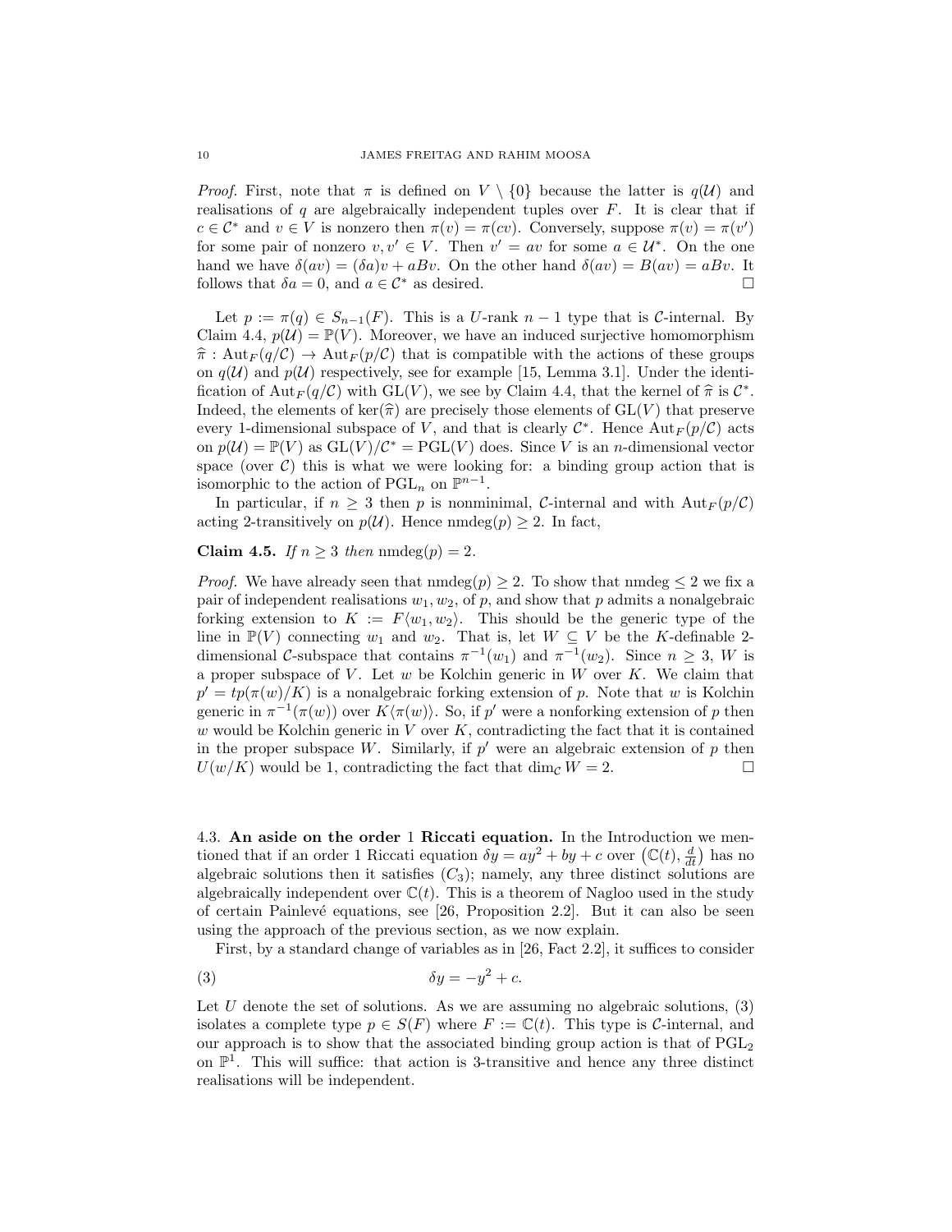*Proof.* First, note that $\pi$ is defined on $V \setminus \{0\}$ because the latter is $q(\mathcal{U})$ and realisations of $q$ are algebraically independent tuples over $F$. It is clear that if $c \in \mathcal{C}^*$ and $v \in V$ is nonzero then $\pi(v) = \pi(cv)$. Conversely, suppose $\pi(v) = \pi(v')$ for some pair of nonzero $v, v' \in V$. Then $v' = av$ for some $a \in \mathcal{U}^*$. On the one hand we have $\delta(av) = (\delta a)v + aBv$. On the other hand $\delta(av) = B(av) = aBv$. It follows that $\delta a = 0$, and $a \in \mathcal{C}^*$ as desired. □

Let $p := \pi(q) \in S_{n-1}(F)$. This is a $U$-rank $n-1$ type that is $\mathcal{C}$-internal. By Claim 4.4, $p(\mathcal{U}) = \mathbb{P}(V)$. Moreover, we have an induced surjective homomorphism $\widehat{\pi} : \mathrm{Aut}_F(q/\mathcal{C}) \to \mathrm{Aut}_F(p/\mathcal{C})$ that is compatible with the actions of these groups on $q(\mathcal{U})$ and $p(\mathcal{U})$ respectively, see for example [15, Lemma 3.1]. Under the identification of $\mathrm{Aut}_F(q/\mathcal{C})$ with $\mathrm{GL}(V)$, we see by Claim 4.4, that the kernel of $\widehat{\pi}$ is $\mathcal{C}^*$. Indeed, the elements of $\ker(\widehat{\pi})$ are precisely those elements of $\mathrm{GL}(V)$ that preserve every 1-dimensional subspace of $V$, and that is clearly $\mathcal{C}^*$. Hence $\mathrm{Aut}_F(p/\mathcal{C})$ acts on $p(\mathcal{U}) = \mathbb{P}(V)$ as $\mathrm{GL}(V)/\mathcal{C}^* = \mathrm{PGL}(V)$ does. Since $V$ is an $n$-dimensional vector space (over $\mathcal{C}$) this is what we were looking for: a binding group action that is isomorphic to the action of $\mathrm{PGL}_n$ on $\mathbb{P}^{n-1}$.

In particular, if $n \geq 3$ then $p$ is nonminimal, $\mathcal{C}$-internal and with $\mathrm{Aut}_F(p/\mathcal{C})$ acting 2-transitively on $p(\mathcal{U})$. Hence $\mathrm{nmdeg}(p) \geq 2$. In fact,

**Claim 4.5.** *If $n \geq 3$ then* $\mathrm{nmdeg}(p) = 2$.

*Proof.* We have already seen that $\mathrm{nmdeg}(p) \geq 2$. To show that $\mathrm{nmdeg} \leq 2$ we fix a pair of independent realisations $w_1, w_2$, of $p$, and show that $p$ admits a nonalgebraic forking extension to $K := F\langle w_1, w_2\rangle$. This should be the generic type of the line in $\mathbb{P}(V)$ connecting $w_1$ and $w_2$. That is, let $W \subseteq V$ be the $K$-definable 2-dimensional $\mathcal{C}$-subspace that contains $\pi^{-1}(w_1)$ and $\pi^{-1}(w_2)$. Since $n \geq 3$, $W$ is a proper subspace of $V$. Let $w$ be Kolchin generic in $W$ over $K$. We claim that $p' = tp(\pi(w)/K)$ is a nonalgebraic forking extension of $p$. Note that $w$ is Kolchin generic in $\pi^{-1}(\pi(w))$ over $K\langle\pi(w)\rangle$. So, if $p'$ were a nonforking extension of $p$ then $w$ would be Kolchin generic in $V$ over $K$, contradicting the fact that it is contained in the proper subspace $W$. Similarly, if $p'$ were an algebraic extension of $p$ then $U(w/K)$ would be 1, contradicting the fact that $\dim_{\mathcal{C}} W = 2$. □

### 4.3. An aside on the order 1 Riccati equation.

In the Introduction we mentioned that if an order 1 Riccati equation $\delta y = ay^2 + by + c$ over $\left(\mathbb{C}(t), \frac{d}{dt}\right)$ has no algebraic solutions then it satisfies $(C_3)$; namely, any three distinct solutions are algebraically independent over $\mathbb{C}(t)$. This is a theorem of Nagloo used in the study of certain Painlevé equations, see [26, Proposition 2.2]. But it can also be seen using the approach of the previous section, as we now explain.

First, by a standard change of variables as in [26, Fact 2.2], it suffices to consider

$$\delta y = -y^2 + c. \tag{3}$$

Let $U$ denote the set of solutions. As we are assuming no algebraic solutions, (3) isolates a complete type $p \in S(F)$ where $F := \mathbb{C}(t)$. This type is $\mathcal{C}$-internal, and our approach is to show that the associated binding group action is that of $\mathrm{PGL}_2$ on $\mathbb{P}^1$. This will suffice: that action is 3-transitive and hence any three distinct realisations will be independent.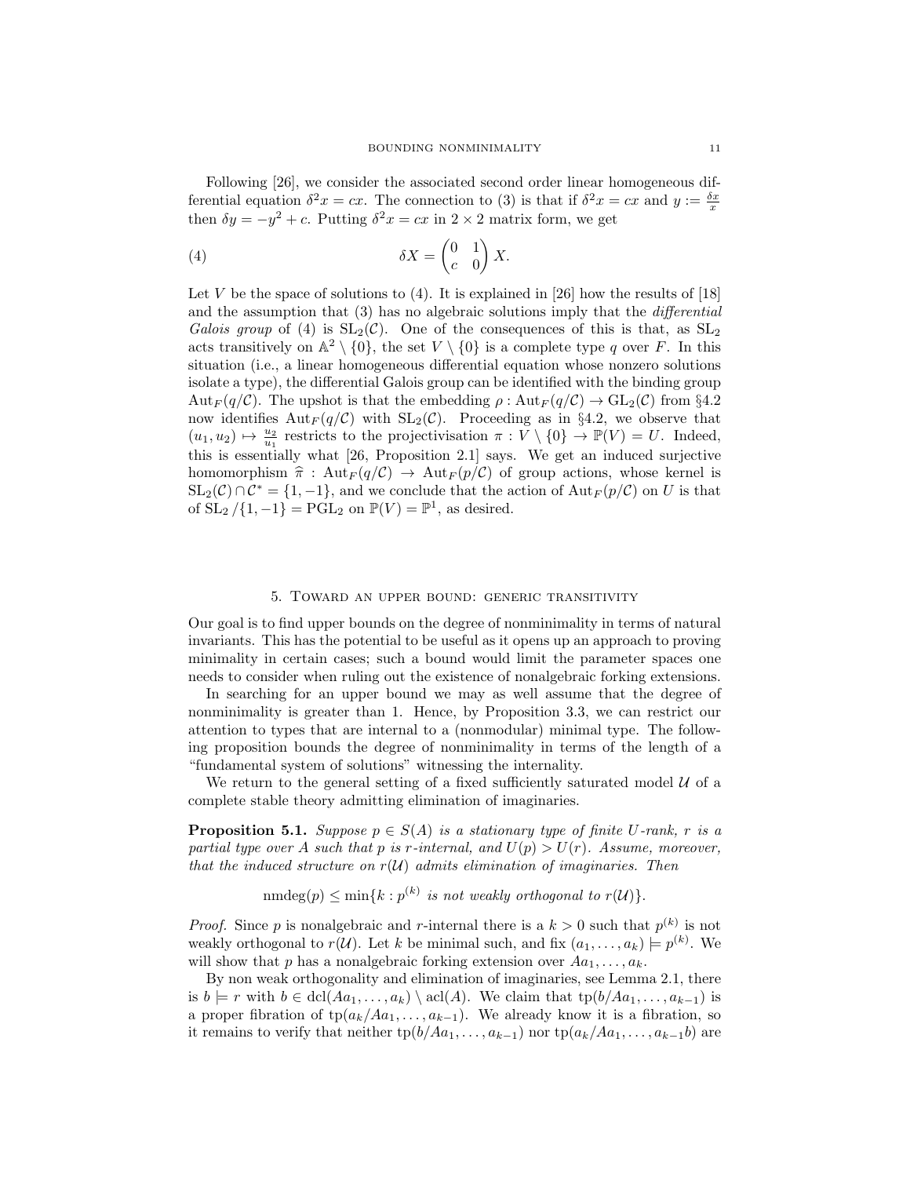Following [26], we consider the associated second order linear homogeneous differential equation $\delta^2 x = cx$. The connection to (3) is that if $\delta^2 x = cx$ and $y := \frac{\delta x}{x}$ then $\delta y = -y^2 + c$. Putting $\delta^2 x = cx$ in $2 \times 2$ matrix form, we get

$$\delta X = \begin{pmatrix} 0 & 1 \\ c & 0 \end{pmatrix} X. \tag{4}$$

Let $V$ be the space of solutions to (4). It is explained in [26] how the results of [18] and the assumption that (3) has no algebraic solutions imply that the *differential Galois group* of (4) is $\mathrm{SL}_2(\mathcal{C})$. One of the consequences of this is that, as $\mathrm{SL}_2$ acts transitively on $\mathbb{A}^2 \setminus \{0\}$, the set $V \setminus \{0\}$ is a complete type $q$ over $F$. In this situation (i.e., a linear homogeneous differential equation whose nonzero solutions isolate a type), the differential Galois group can be identified with the binding group $\mathrm{Aut}_F(q/\mathcal{C})$. The upshot is that the embedding $\rho : \mathrm{Aut}_F(q/\mathcal{C}) \to \mathrm{GL}_2(\mathcal{C})$ from §4.2 now identifies $\mathrm{Aut}_F(q/\mathcal{C})$ with $\mathrm{SL}_2(\mathcal{C})$. Proceeding as in §4.2, we observe that $(u_1, u_2) \mapsto \frac{u_2}{u_1}$ restricts to the projectivisation $\pi : V \setminus \{0\} \to \mathbb{P}(V) = U$. Indeed, this is essentially what [26, Proposition 2.1] says. We get an induced surjective homomorphism $\widehat{\pi} : \mathrm{Aut}_F(q/\mathcal{C}) \to \mathrm{Aut}_F(p/\mathcal{C})$ of group actions, whose kernel is $\mathrm{SL}_2(\mathcal{C}) \cap \mathcal{C}^* = \{1, -1\}$, and we conclude that the action of $\mathrm{Aut}_F(p/\mathcal{C})$ on $U$ is that of $\mathrm{SL}_2 / \{1, -1\} = \mathrm{PGL}_2$ on $\mathbb{P}(V) = \mathbb{P}^1$, as desired.

## 5. Toward an upper bound: generic transitivity

Our goal is to find upper bounds on the degree of nonminimality in terms of natural invariants. This has the potential to be useful as it opens up an approach to proving minimality in certain cases; such a bound would limit the parameter spaces one needs to consider when ruling out the existence of nonalgebraic forking extensions.

In searching for an upper bound we may as well assume that the degree of nonminimality is greater than 1. Hence, by Proposition 3.3, we can restrict our attention to types that are internal to a (nonmodular) minimal type. The following proposition bounds the degree of nonminimality in terms of the length of a "fundamental system of solutions" witnessing the internality.

We return to the general setting of a fixed sufficiently saturated model $\mathcal{U}$ of a complete stable theory admitting elimination of imaginaries.

**Proposition 5.1.** *Suppose $p \in S(A)$ is a stationary type of finite $U$-rank, $r$ is a partial type over $A$ such that $p$ is $r$-internal, and $U(p) > U(r)$. Assume, moreover, that the induced structure on $r(\mathcal{U})$ admits elimination of imaginaries. Then*

$$\mathrm{nmdeg}(p) \leq \min\{k : p^{(k)} \text{ is not weakly orthogonal to } r(\mathcal{U})\}.$$

*Proof.* Since $p$ is nonalgebraic and $r$-internal there is a $k > 0$ such that $p^{(k)}$ is not weakly orthogonal to $r(\mathcal{U})$. Let $k$ be minimal such, and fix $(a_1, \dots, a_k) \models p^{(k)}$. We will show that $p$ has a nonalgebraic forking extension over $Aa_1, \dots, a_k$.

By non weak orthogonality and elimination of imaginaries, see Lemma 2.1, there is $b \models r$ with $b \in \mathrm{dcl}(Aa_1, \dots, a_k) \setminus \mathrm{acl}(A)$. We claim that $\mathrm{tp}(b/Aa_1, \dots, a_{k-1})$ is a proper fibration of $\mathrm{tp}(a_k/Aa_1, \dots, a_{k-1})$. We already know it is a fibration, so it remains to verify that neither $\mathrm{tp}(b/Aa_1, \dots, a_{k-1})$ nor $\mathrm{tp}(a_k/Aa_1, \dots, a_{k-1}b)$ are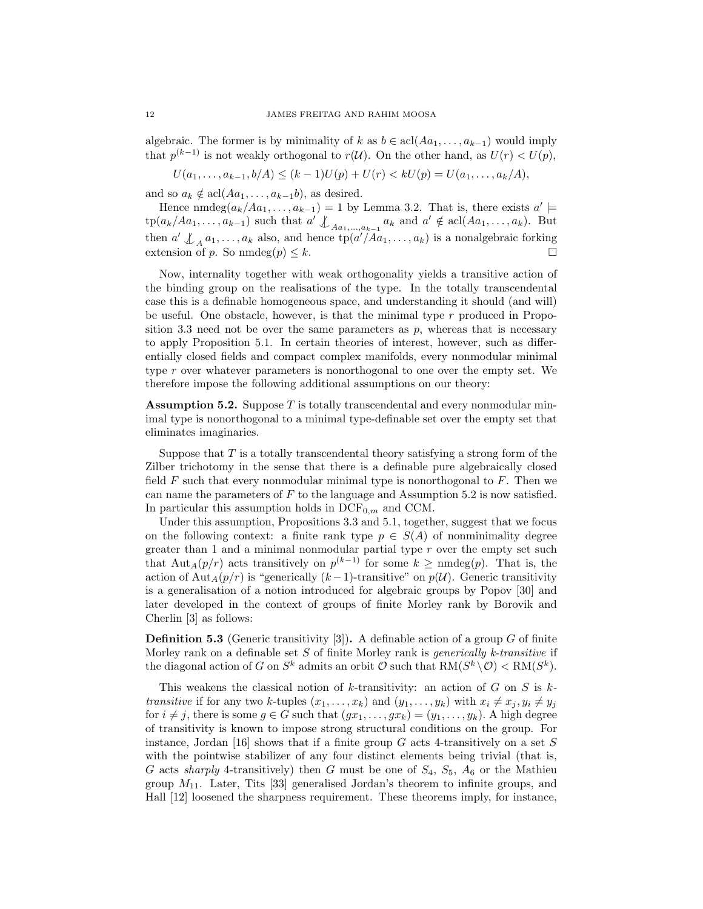algebraic. The former is by minimality of $k$ as $b \in \operatorname{acl}(Aa_1, \dots, a_{k-1})$ would imply that $p^{(k-1)}$ is not weakly orthogonal to $r(\mathcal{U})$. On the other hand, as $U(r) < U(p)$,

$$U(a_1, \dots, a_{k-1}, b/A) \leq (k-1)U(p) + U(r) < kU(p) = U(a_1, \dots, a_k/A),$$

and so $a_k \notin \operatorname{acl}(Aa_1, \dots, a_{k-1}b)$, as desired.

Hence $\operatorname{nmdeg}(a_k/Aa_1, \dots, a_{k-1}) = 1$ by Lemma 3.2. That is, there exists $a' \models \operatorname{tp}(a_k/Aa_1, \dots, a_{k-1})$ such that $a' \not\downarrow_{Aa_1,\dots,a_{k-1}} a_k$ and $a' \notin \operatorname{acl}(Aa_1, \dots, a_k)$. But then $a' \not\downarrow_A a_1, \dots, a_k$ also, and hence $\operatorname{tp}(a'/Aa_1, \dots, a_k)$ is a nonalgebraic forking extension of $p$. So $\operatorname{nmdeg}(p) \leq k$. □

Now, internality together with weak orthogonality yields a transitive action of the binding group on the realisations of the type. In the totally transcendental case this is a definable homogeneous space, and understanding it should (and will) be useful. One obstacle, however, is that the minimal type $r$ produced in Proposition 3.3 need not be over the same parameters as $p$, whereas that is necessary to apply Proposition 5.1. In certain theories of interest, however, such as differentially closed fields and compact complex manifolds, every nonmodular minimal type $r$ over whatever parameters is nonorthogonal to one over the empty set. We therefore impose the following additional assumptions on our theory:

**Assumption 5.2.** Suppose $T$ is totally transcendental and every nonmodular minimal type is nonorthogonal to a minimal type-definable set over the empty set that eliminates imaginaries.

Suppose that $T$ is a totally transcendental theory satisfying a strong form of the Zilber trichotomy in the sense that there is a definable pure algebraically closed field $F$ such that every nonmodular minimal type is nonorthogonal to $F$. Then we can name the parameters of $F$ to the language and Assumption 5.2 is now satisfied. In particular this assumption holds in $\mathrm{DCF}_{0,m}$ and CCM.

Under this assumption, Propositions 3.3 and 5.1, together, suggest that we focus on the following context: a finite rank type $p \in S(A)$ of nonminimality degree greater than 1 and a minimal nonmodular partial type $r$ over the empty set such that $\operatorname{Aut}_A(p/r)$ acts transitively on $p^{(k-1)}$ for some $k \geq \operatorname{nmdeg}(p)$. That is, the action of $\operatorname{Aut}_A(p/r)$ is "generically $(k-1)$-transitive" on $p(\mathcal{U})$. Generic transitivity is a generalisation of a notion introduced for algebraic groups by Popov [30] and later developed in the context of groups of finite Morley rank by Borovik and Cherlin [3] as follows:

**Definition 5.3** (Generic transitivity [3])**.** A definable action of a group $G$ of finite Morley rank on a definable set $S$ of finite Morley rank is *generically $k$-transitive* if the diagonal action of $G$ on $S^k$ admits an orbit $\mathcal{O}$ such that $\operatorname{RM}(S^k \setminus \mathcal{O}) < \operatorname{RM}(S^k)$.

This weakens the classical notion of $k$-transitivity: an action of $G$ on $S$ is *$k$-transitive* if for any two $k$-tuples $(x_1, \dots, x_k)$ and $(y_1, \dots, y_k)$ with $x_i \neq x_j, y_i \neq y_j$ for $i \neq j$, there is some $g \in G$ such that $(gx_1, \dots, gx_k) = (y_1, \dots, y_k)$. A high degree of transitivity is known to impose strong structural conditions on the group. For instance, Jordan [16] shows that if a finite group $G$ acts 4-transitively on a set $S$ with the pointwise stabilizer of any four distinct elements being trivial (that is, $G$ acts *sharply* 4-transitively) then $G$ must be one of $S_4$, $S_5$, $A_6$ or the Mathieu group $M_{11}$. Later, Tits [33] generalised Jordan's theorem to infinite groups, and Hall [12] loosened the sharpness requirement. These theorems imply, for instance,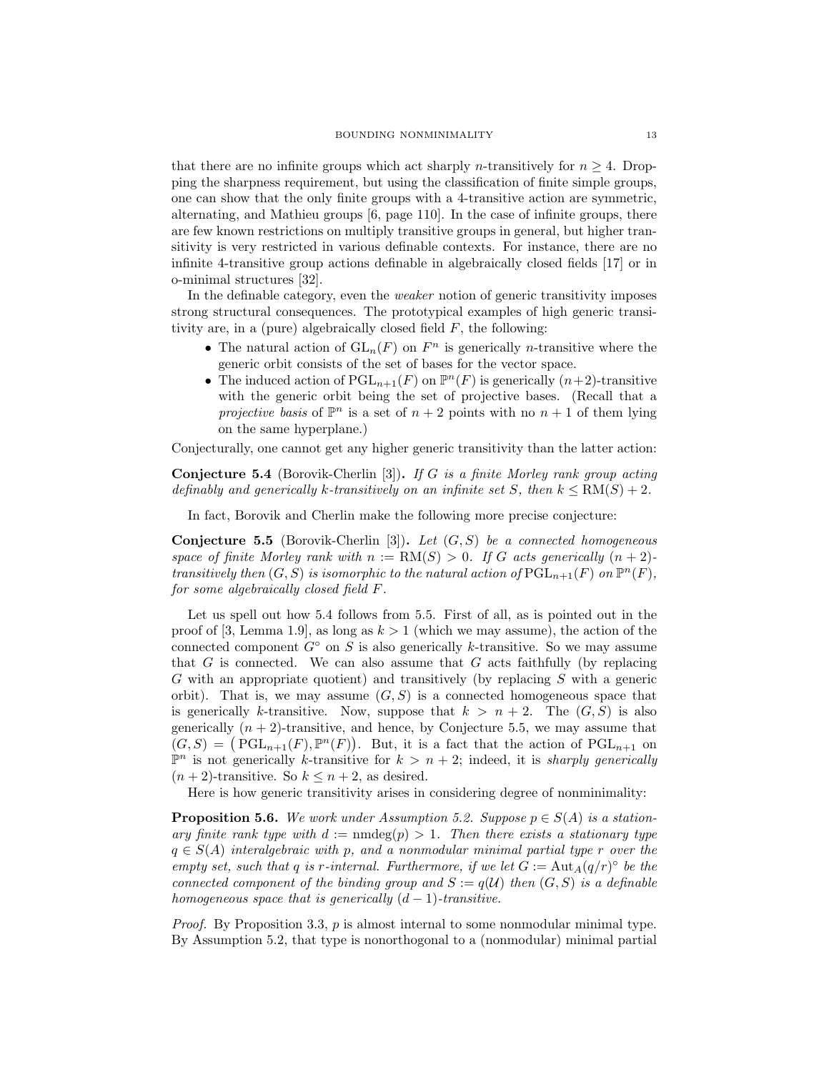that there are no infinite groups which act sharply $n$-transitively for $n \geq 4$. Dropping the sharpness requirement, but using the classification of finite simple groups, one can show that the only finite groups with a 4-transitive action are symmetric, alternating, and Mathieu groups [6, page 110]. In the case of infinite groups, there are few known restrictions on multiply transitive groups in general, but higher transitivity is very restricted in various definable contexts. For instance, there are no infinite 4-transitive group actions definable in algebraically closed fields [17] or in o-minimal structures [32].

In the definable category, even the *weaker* notion of generic transitivity imposes strong structural consequences. The prototypical examples of high generic transitivity are, in a (pure) algebraically closed field $F$, the following:

- The natural action of $\mathrm{GL}_n(F)$ on $F^n$ is generically $n$-transitive where the generic orbit consists of the set of bases for the vector space.
- The induced action of $\mathrm{PGL}_{n+1}(F)$ on $\mathbb{P}^n(F)$ is generically $(n+2)$-transitive with the generic orbit being the set of projective bases. (Recall that a *projective basis* of $\mathbb{P}^n$ is a set of $n+2$ points with no $n+1$ of them lying on the same hyperplane.)

Conjecturally, one cannot get any higher generic transitivity than the latter action:

**Conjecture 5.4** (Borovik-Cherlin [3])**.** *If $G$ is a finite Morley rank group acting definably and generically $k$-transitively on an infinite set $S$, then $k \leq \mathrm{RM}(S) + 2$.*

In fact, Borovik and Cherlin make the following more precise conjecture:

**Conjecture 5.5** (Borovik-Cherlin [3])**.** *Let $(G, S)$ be a connected homogeneous space of finite Morley rank with $n := \mathrm{RM}(S) > 0$. If $G$ acts generically $(n+2)$-transitively then $(G, S)$ is isomorphic to the natural action of $\mathrm{PGL}_{n+1}(F)$ on $\mathbb{P}^n(F)$, for some algebraically closed field $F$.*

Let us spell out how 5.4 follows from 5.5. First of all, as is pointed out in the proof of [3, Lemma 1.9], as long as $k > 1$ (which we may assume), the action of the connected component $G^\circ$ on $S$ is also generically $k$-transitive. So we may assume that $G$ is connected. We can also assume that $G$ acts faithfully (by replacing $G$ with an appropriate quotient) and transitively (by replacing $S$ with a generic orbit). That is, we may assume $(G, S)$ is a connected homogeneous space that is generically $k$-transitive. Now, suppose that $k > n + 2$. The $(G, S)$ is also generically $(n+2)$-transitive, and hence, by Conjecture 5.5, we may assume that $(G, S) = \big(\mathrm{PGL}_{n+1}(F), \mathbb{P}^n(F)\big)$. But, it is a fact that the action of $\mathrm{PGL}_{n+1}$ on $\mathbb{P}^n$ is not generically $k$-transitive for $k > n+2$; indeed, it is *sharply generically* $(n+2)$-transitive. So $k \leq n+2$, as desired.

Here is how generic transitivity arises in considering degree of nonminimality:

**Proposition 5.6.** *We work under Assumption 5.2. Suppose $p \in S(A)$ is a stationary finite rank type with $d := \mathrm{nmdeg}(p) > 1$. Then there exists a stationary type $q \in S(A)$ interalgebraic with $p$, and a nonmodular minimal partial type $r$ over the empty set, such that $q$ is $r$-internal. Furthermore, if we let $G := \mathrm{Aut}_A(q/r)^\circ$ be the connected component of the binding group and $S := q(\mathcal{U})$ then $(G, S)$ is a definable homogeneous space that is generically $(d-1)$-transitive.*

*Proof.* By Proposition 3.3, $p$ is almost internal to some nonmodular minimal type. By Assumption 5.2, that type is nonorthogonal to a (nonmodular) minimal partial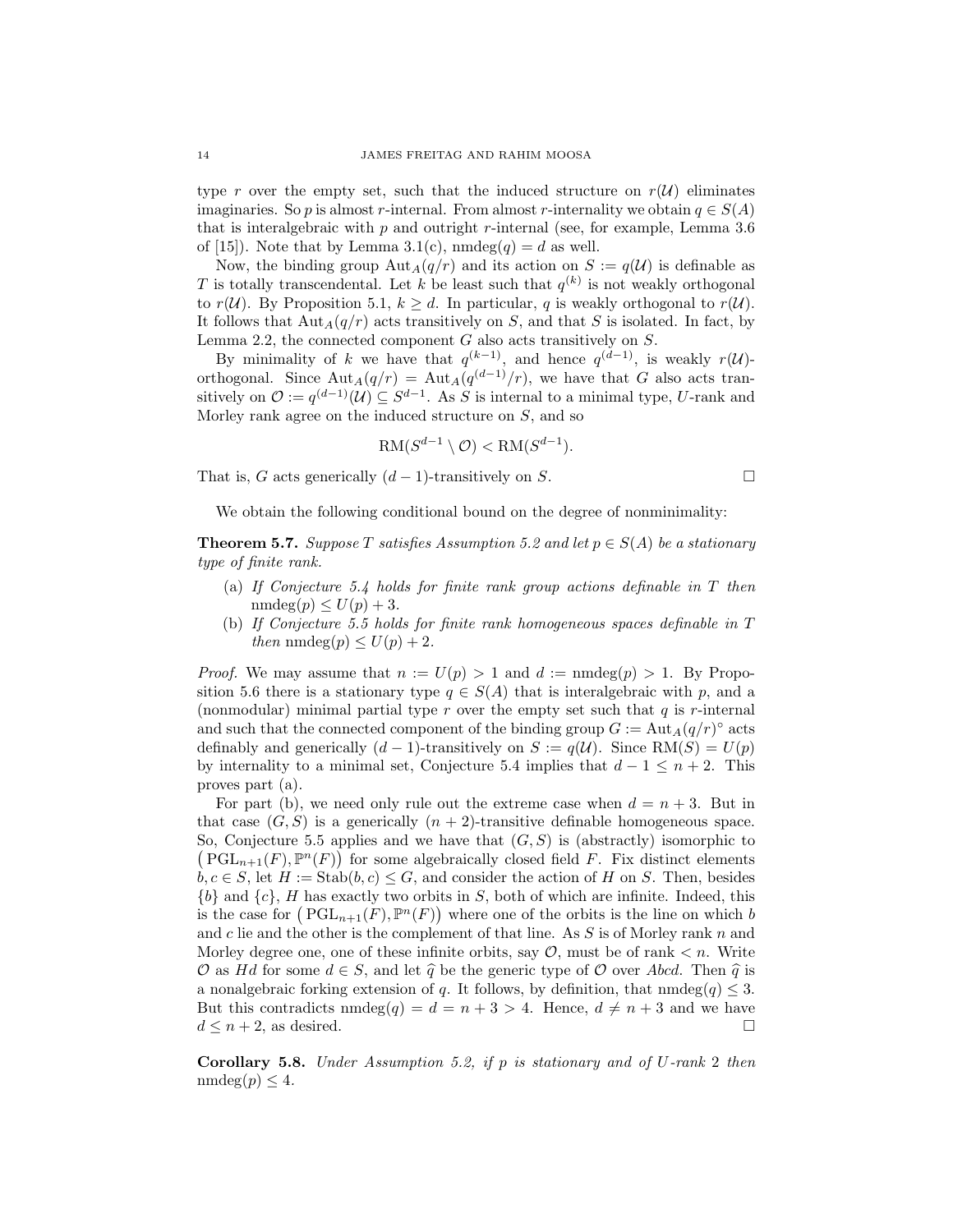type $r$ over the empty set, such that the induced structure on $r(\mathcal{U})$ eliminates imaginaries. So $p$ is almost $r$-internal. From almost $r$-internality we obtain $q \in S(A)$ that is interalgebraic with $p$ and outright $r$-internal (see, for example, Lemma 3.6 of [15]). Note that by Lemma 3.1(c), $\mathrm{nmdeg}(q) = d$ as well.

Now, the binding group $\mathrm{Aut}_A(q/r)$ and its action on $S := q(\mathcal{U})$ is definable as $T$ is totally transcendental. Let $k$ be least such that $q^{(k)}$ is not weakly orthogonal to $r(\mathcal{U})$. By Proposition 5.1, $k \geq d$. In particular, $q$ is weakly orthogonal to $r(\mathcal{U})$. It follows that $\mathrm{Aut}_A(q/r)$ acts transitively on $S$, and that $S$ is isolated. In fact, by Lemma 2.2, the connected component $G$ also acts transitively on $S$.

By minimality of $k$ we have that $q^{(k-1)}$, and hence $q^{(d-1)}$, is weakly $r(\mathcal{U})$-orthogonal. Since $\mathrm{Aut}_A(q/r) = \mathrm{Aut}_A(q^{(d-1)}/r)$, we have that $G$ also acts transitively on $\mathcal{O} := q^{(d-1)}(\mathcal{U}) \subseteq S^{d-1}$. As $S$ is internal to a minimal type, $U$-rank and Morley rank agree on the induced structure on $S$, and so

$$\mathrm{RM}(S^{d-1} \setminus \mathcal{O}) < \mathrm{RM}(S^{d-1}).$$

That is, $G$ acts generically $(d-1)$-transitively on $S$. $\square$

We obtain the following conditional bound on the degree of nonminimality:

**Theorem 5.7.** *Suppose $T$ satisfies Assumption 5.2 and let $p \in S(A)$ be a stationary type of finite rank.*

- (a) *If Conjecture 5.4 holds for finite rank group actions definable in $T$ then $\mathrm{nmdeg}(p) \leq U(p) + 3$.*
- (b) *If Conjecture 5.5 holds for finite rank homogeneous spaces definable in $T$ then $\mathrm{nmdeg}(p) \leq U(p) + 2$.*

*Proof.* We may assume that $n := U(p) > 1$ and $d := \mathrm{nmdeg}(p) > 1$. By Proposition 5.6 there is a stationary type $q \in S(A)$ that is interalgebraic with $p$, and a (nonmodular) minimal partial type $r$ over the empty set such that $q$ is $r$-internal and such that the connected component of the binding group $G := \mathrm{Aut}_A(q/r)^\circ$ acts definably and generically $(d-1)$-transitively on $S := q(\mathcal{U})$. Since $\mathrm{RM}(S) = U(p)$ by internality to a minimal set, Conjecture 5.4 implies that $d - 1 \leq n + 2$. This proves part (a).

For part (b), we need only rule out the extreme case when $d = n + 3$. But in that case $(G, S)$ is a generically $(n+2)$-transitive definable homogeneous space. So, Conjecture 5.5 applies and we have that $(G, S)$ is (abstractly) isomorphic to $\big(\mathrm{PGL}_{n+1}(F), \mathbb{P}^n(F)\big)$ for some algebraically closed field $F$. Fix distinct elements $b, c \in S$, let $H := \mathrm{Stab}(b, c) \leq G$, and consider the action of $H$ on $S$. Then, besides $\{b\}$ and $\{c\}$, $H$ has exactly two orbits in $S$, both of which are infinite. Indeed, this is the case for $\big(\mathrm{PGL}_{n+1}(F), \mathbb{P}^n(F)\big)$ where one of the orbits is the line on which $b$ and $c$ lie and the other is the complement of that line. As $S$ is of Morley rank $n$ and Morley degree one, one of these infinite orbits, say $\mathcal{O}$, must be of rank $< n$. Write $\mathcal{O}$ as $Hd$ for some $d \in S$, and let $\widehat{q}$ be the generic type of $\mathcal{O}$ over $Abcd$. Then $\widehat{q}$ is a nonalgebraic forking extension of $q$. It follows, by definition, that $\mathrm{nmdeg}(q) \leq 3$. But this contradicts $\mathrm{nmdeg}(q) = d = n + 3 > 4$. Hence, $d \neq n + 3$ and we have $d \leq n + 2$, as desired. $\square$

**Corollary 5.8.** *Under Assumption 5.2, if $p$ is stationary and of $U$-rank 2 then $\mathrm{nmdeg}(p) \leq 4$.*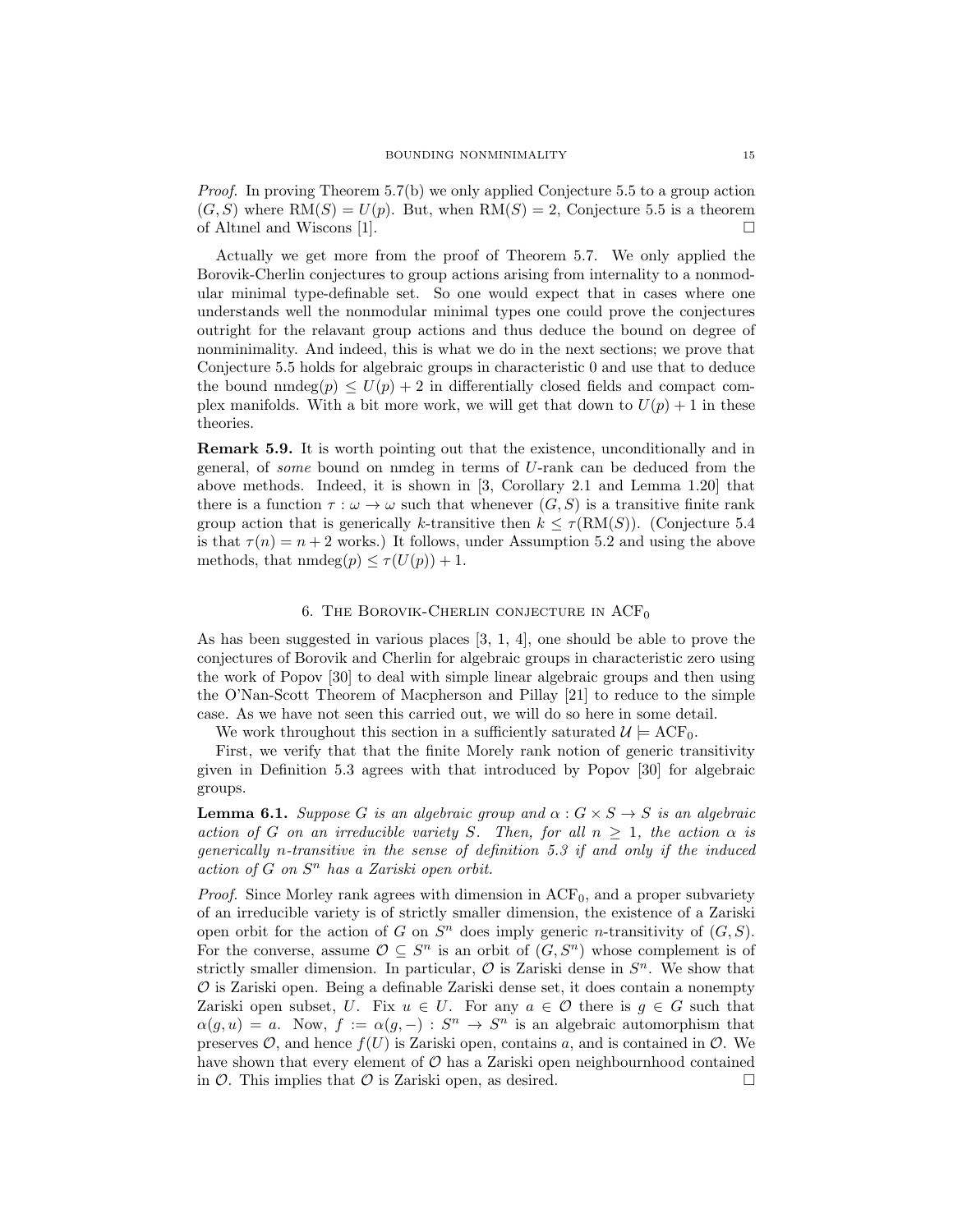*Proof.* In proving Theorem 5.7(b) we only applied Conjecture 5.5 to a group action $(G, S)$ where $\mathrm{RM}(S) = U(p)$. But, when $\mathrm{RM}(S) = 2$, Conjecture 5.5 is a theorem of Altınel and Wiscons [1]. □

Actually we get more from the proof of Theorem 5.7. We only applied the Borovik-Cherlin conjectures to group actions arising from internality to a nonmodular minimal type-definable set. So one would expect that in cases where one understands well the nonmodular minimal types one could prove the conjectures outright for the relavant group actions and thus deduce the bound on degree of nonminimality. And indeed, this is what we do in the next sections; we prove that Conjecture 5.5 holds for algebraic groups in characteristic 0 and use that to deduce the bound $\mathrm{nmdeg}(p) \leq U(p) + 2$ in differentially closed fields and compact complex manifolds. With a bit more work, we will get that down to $U(p) + 1$ in these theories.

**Remark 5.9.** It is worth pointing out that the existence, unconditionally and in general, of *some* bound on nmdeg in terms of $U$-rank can be deduced from the above methods. Indeed, it is shown in [3, Corollary 2.1 and Lemma 1.20] that there is a function $\tau : \omega \to \omega$ such that whenever $(G, S)$ is a transitive finite rank group action that is generically $k$-transitive then $k \leq \tau(\mathrm{RM}(S))$. (Conjecture 5.4 is that $\tau(n) = n + 2$ works.) It follows, under Assumption 5.2 and using the above methods, that $\mathrm{nmdeg}(p) \leq \tau(U(p)) + 1$.

## 6. The Borovik-Cherlin conjecture in $\mathrm{ACF}_0$

As has been suggested in various places [3, 1, 4], one should be able to prove the conjectures of Borovik and Cherlin for algebraic groups in characteristic zero using the work of Popov [30] to deal with simple linear algebraic groups and then using the O'Nan-Scott Theorem of Macpherson and Pillay [21] to reduce to the simple case. As we have not seen this carried out, we will do so here in some detail.

We work throughout this section in a sufficiently saturated $\mathcal{U} \models \mathrm{ACF}_0$.

First, we verify that that the finite Morely rank notion of generic transitivity given in Definition 5.3 agrees with that introduced by Popov [30] for algebraic groups.

**Lemma 6.1.** *Suppose $G$ is an algebraic group and $\alpha : G \times S \to S$ is an algebraic action of $G$ on an irreducible variety $S$. Then, for all $n \geq 1$, the action $\alpha$ is generically $n$-transitive in the sense of definition 5.3 if and only if the induced action of $G$ on $S^n$ has a Zariski open orbit.*

*Proof.* Since Morley rank agrees with dimension in $\mathrm{ACF}_0$, and a proper subvariety of an irreducible variety is of strictly smaller dimension, the existence of a Zariski open orbit for the action of $G$ on $S^n$ does imply generic $n$-transitivity of $(G, S)$. For the converse, assume $\mathcal{O} \subseteq S^n$ is an orbit of $(G, S^n)$ whose complement is of strictly smaller dimension. In particular, $\mathcal{O}$ is Zariski dense in $S^n$. We show that $\mathcal{O}$ is Zariski open. Being a definable Zariski dense set, it does contain a nonempty Zariski open subset, $U$. Fix $u \in U$. For any $a \in \mathcal{O}$ there is $g \in G$ such that $\alpha(g, u) = a$. Now, $f := \alpha(g, -) : S^n \to S^n$ is an algebraic automorphism that preserves $\mathcal{O}$, and hence $f(U)$ is Zariski open, contains $a$, and is contained in $\mathcal{O}$. We have shown that every element of $\mathcal{O}$ has a Zariski open neighbournhood contained in $\mathcal{O}$. This implies that $\mathcal{O}$ is Zariski open, as desired. □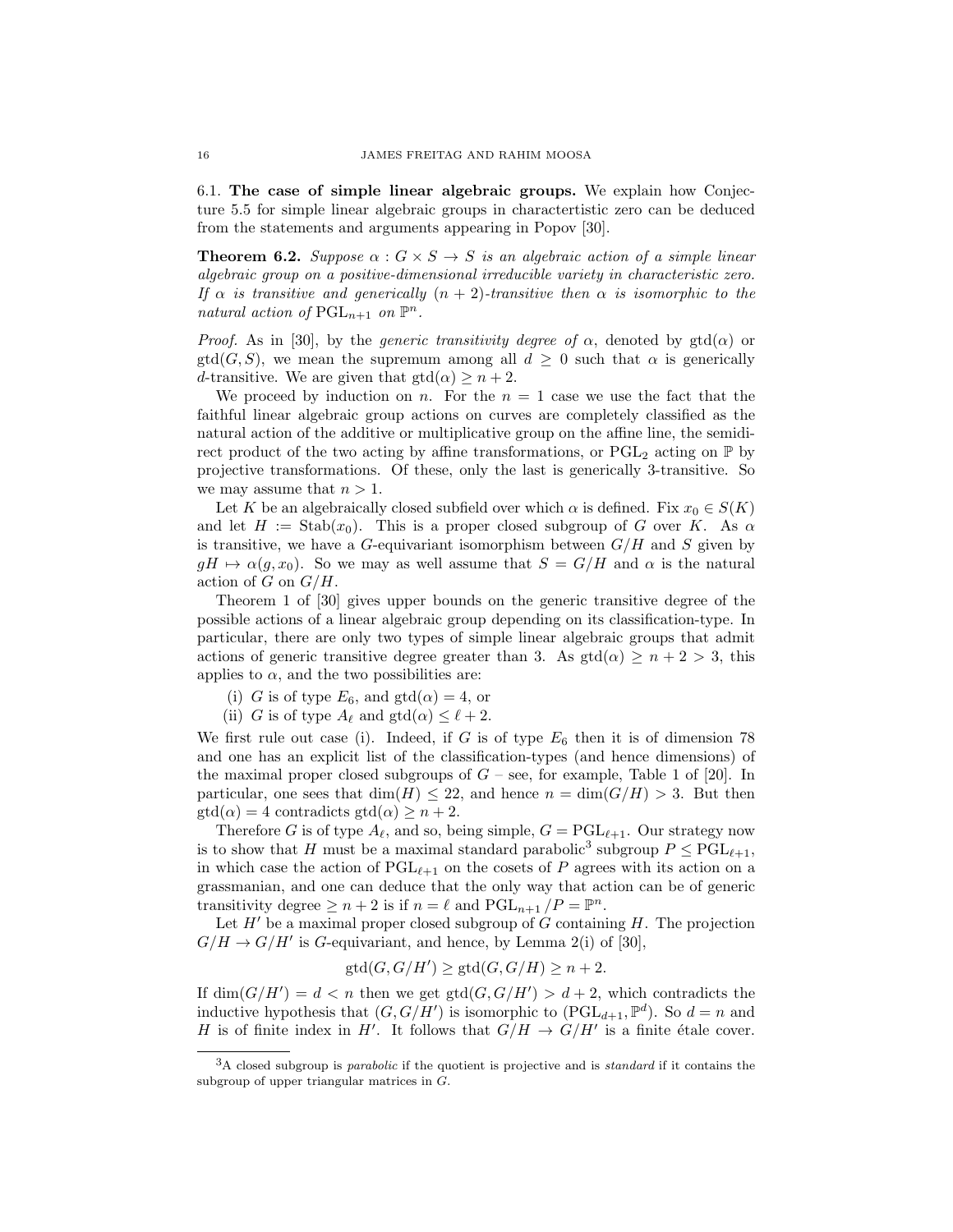### 6.1. The case of simple linear algebraic groups.

We explain how Conjecture 5.5 for simple linear algebraic groups in charactertistic zero can be deduced from the statements and arguments appearing in Popov [30].

**Theorem 6.2.** *Suppose $\alpha : G \times S \to S$ is an algebraic action of a simple linear algebraic group on a positive-dimensional irreducible variety in characteristic zero. If $\alpha$ is transitive and generically $(n+2)$-transitive then $\alpha$ is isomorphic to the natural action of $\mathrm{PGL}_{n+1}$ on $\mathbb{P}^n$.*

*Proof.* As in [30], by the *generic transitivity degree of $\alpha$*, denoted by $\mathrm{gtd}(\alpha)$ or $\mathrm{gtd}(G, S)$, we mean the supremum among all $d \geq 0$ such that $\alpha$ is generically $d$-transitive. We are given that $\mathrm{gtd}(\alpha) \geq n+2$.

We proceed by induction on $n$. For the $n = 1$ case we use the fact that the faithful linear algebraic group actions on curves are completely classified as the natural action of the additive or multiplicative group on the affine line, the semidirect product of the two acting by affine transformations, or $\mathrm{PGL}_2$ acting on $\mathbb{P}$ by projective transformations. Of these, only the last is generically 3-transitive. So we may assume that $n > 1$.

Let $K$ be an algebraically closed subfield over which $\alpha$ is defined. Fix $x_0 \in S(K)$ and let $H := \mathrm{Stab}(x_0)$. This is a proper closed subgroup of $G$ over $K$. As $\alpha$ is transitive, we have a $G$-equivariant isomorphism between $G/H$ and $S$ given by $gH \mapsto \alpha(g, x_0)$. So we may as well assume that $S = G/H$ and $\alpha$ is the natural action of $G$ on $G/H$.

Theorem 1 of [30] gives upper bounds on the generic transitive degree of the possible actions of a linear algebraic group depending on its classification-type. In particular, there are only two types of simple linear algebraic groups that admit actions of generic transitive degree greater than 3. As $\mathrm{gtd}(\alpha) \geq n+2 > 3$, this applies to $\alpha$, and the two possibilities are:

(i) $G$ is of type $E_6$, and $\mathrm{gtd}(\alpha) = 4$, or
(ii) $G$ is of type $A_\ell$ and $\mathrm{gtd}(\alpha) \leq \ell + 2$.

We first rule out case (i). Indeed, if $G$ is of type $E_6$ then it is of dimension 78 and one has an explicit list of the classification-types (and hence dimensions) of the maximal proper closed subgroups of $G$ – see, for example, Table 1 of [20]. In particular, one sees that $\dim(H) \leq 22$, and hence $n = \dim(G/H) > 3$. But then $\mathrm{gtd}(\alpha) = 4$ contradicts $\mathrm{gtd}(\alpha) \geq n+2$.

Therefore $G$ is of type $A_\ell$, and so, being simple, $G = \mathrm{PGL}_{\ell+1}$. Our strategy now is to show that $H$ must be a maximal standard parabolic[3] subgroup $P \leq \mathrm{PGL}_{\ell+1}$, in which case the action of $\mathrm{PGL}_{\ell+1}$ on the cosets of $P$ agrees with its action on a grassmanian, and one can deduce that the only way that action can be of generic transitivity degree $\geq n+2$ is if $n = \ell$ and $\mathrm{PGL}_{n+1}/P = \mathbb{P}^n$.

Let $H'$ be a maximal proper closed subgroup of $G$ containing $H$. The projection $G/H \to G/H'$ is $G$-equivariant, and hence, by Lemma 2(i) of [30],

$$\mathrm{gtd}(G, G/H') \geq \mathrm{gtd}(G, G/H) \geq n+2.$$

If $\dim(G/H') = d < n$ then we get $\mathrm{gtd}(G, G/H') > d+2$, which contradicts the inductive hypothesis that $(G, G/H')$ is isomorphic to $(\mathrm{PGL}_{d+1}, \mathbb{P}^d)$. So $d = n$ and $H$ is of finite index in $H'$. It follows that $G/H \to G/H'$ is a finite étale cover.

[3] A closed subgroup is *parabolic* if the quotient is projective and is *standard* if it contains the subgroup of upper triangular matrices in $G$.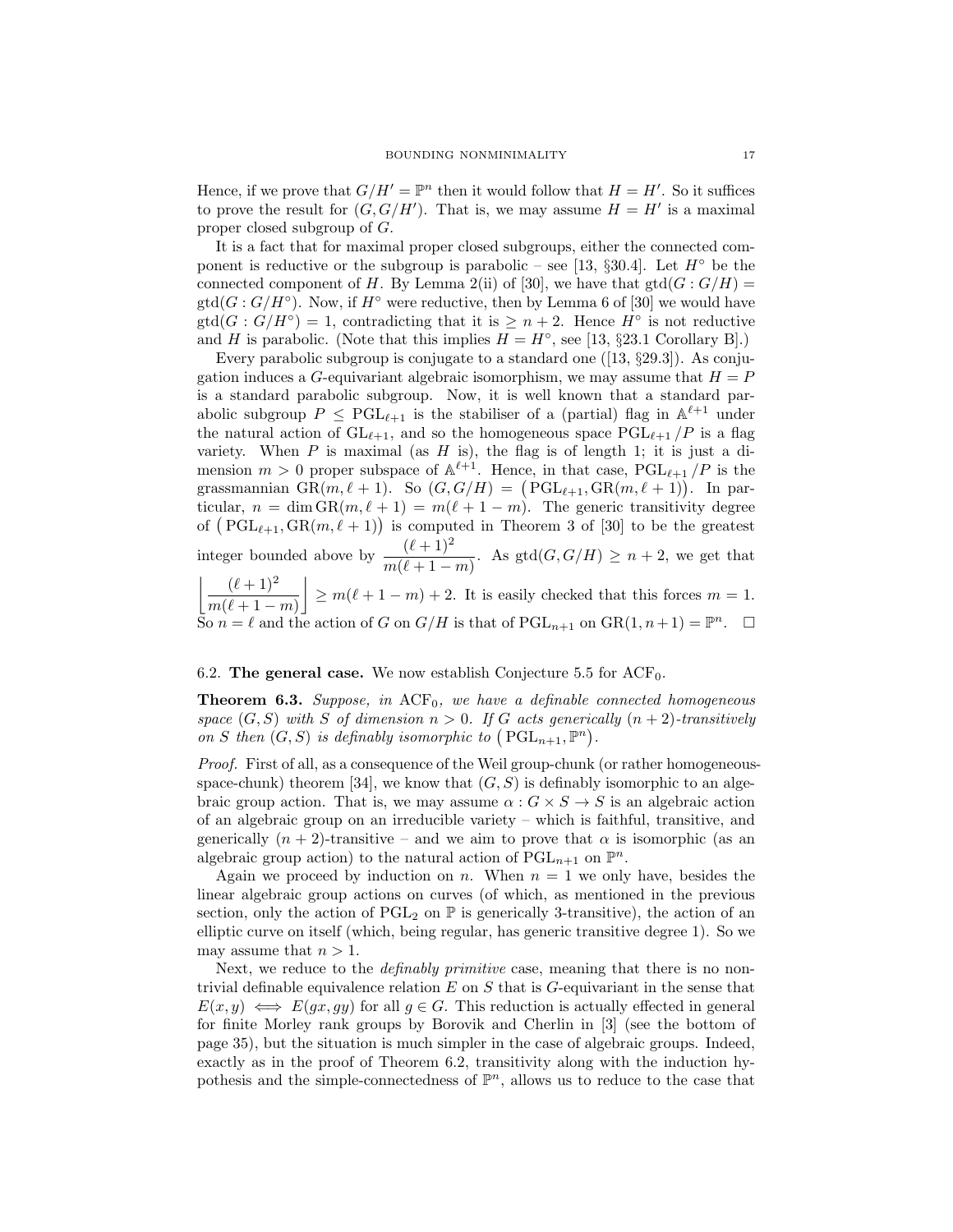Hence, if we prove that $G/H' = \mathbb{P}^n$ then it would follow that $H = H'$. So it suffices to prove the result for $(G, G/H')$. That is, we may assume $H = H'$ is a maximal proper closed subgroup of $G$.

It is a fact that for maximal proper closed subgroups, either the connected component is reductive or the subgroup is parabolic – see [13, §30.4]. Let $H^\circ$ be the connected component of $H$. By Lemma 2(ii) of [30], we have that $\mathrm{gtd}(G : G/H) = \mathrm{gtd}(G : G/H^\circ)$. Now, if $H^\circ$ were reductive, then by Lemma 6 of [30] we would have $\mathrm{gtd}(G : G/H^\circ) = 1$, contradicting that it is $\geq n + 2$. Hence $H^\circ$ is not reductive and $H$ is parabolic. (Note that this implies $H = H^\circ$, see [13, §23.1 Corollary B].)

Every parabolic subgroup is conjugate to a standard one ([13, §29.3]). As conjugation induces a $G$-equivariant algebraic isomorphism, we may assume that $H = P$ is a standard parabolic subgroup. Now, it is well known that a standard parabolic subgroup $P \leq \mathrm{PGL}_{\ell+1}$ is the stabiliser of a (partial) flag in $\mathbb{A}^{\ell+1}$ under the natural action of $\mathrm{GL}_{\ell+1}$, and so the homogeneous space $\mathrm{PGL}_{\ell+1}/P$ is a flag variety. When $P$ is maximal (as $H$ is), the flag is of length 1; it is just a dimension $m > 0$ proper subspace of $\mathbb{A}^{\ell+1}$. Hence, in that case, $\mathrm{PGL}_{\ell+1}/P$ is the grassmannian $\mathrm{GR}(m, \ell+1)$. So $(G, G/H) = \big(\mathrm{PGL}_{\ell+1}, \mathrm{GR}(m, \ell+1)\big)$. In particular, $n = \dim \mathrm{GR}(m, \ell+1) = m(\ell+1-m)$. The generic transitivity degree of $\big(\mathrm{PGL}_{\ell+1}, \mathrm{GR}(m, \ell+1)\big)$ is computed in Theorem 3 of [30] to be the greatest integer bounded above by $\dfrac{(\ell+1)^2}{m(\ell+1-m)}$. As $\mathrm{gtd}(G, G/H) \geq n+2$, we get that $\left\lfloor \dfrac{(\ell+1)^2}{m(\ell+1-m)} \right\rfloor \geq m(\ell+1-m)+2$. It is easily checked that this forces $m = 1$. So $n = \ell$ and the action of $G$ on $G/H$ is that of $\mathrm{PGL}_{n+1}$ on $\mathrm{GR}(1, n+1) = \mathbb{P}^n$. $\square$

### 6.2. The general case.

We now establish Conjecture 5.5 for $\mathrm{ACF}_0$.

**Theorem 6.3.** *Suppose, in $\mathrm{ACF}_0$, we have a definable connected homogeneous space $(G, S)$ with $S$ of dimension $n > 0$. If $G$ acts generically $(n+2)$-transitively on $S$ then $(G, S)$ is definably isomorphic to $\big(\mathrm{PGL}_{n+1}, \mathbb{P}^n\big)$.*

*Proof.* First of all, as a consequence of the Weil group-chunk (or rather homogeneous-space-chunk) theorem [34], we know that $(G, S)$ is definably isomorphic to an algebraic group action. That is, we may assume $\alpha : G \times S \to S$ is an algebraic action of an algebraic group on an irreducible variety – which is faithful, transitive, and generically $(n+2)$-transitive – and we aim to prove that $\alpha$ is isomorphic (as an algebraic group action) to the natural action of $\mathrm{PGL}_{n+1}$ on $\mathbb{P}^n$.

Again we proceed by induction on $n$. When $n = 1$ we only have, besides the linear algebraic group actions on curves (of which, as mentioned in the previous section, only the action of $\mathrm{PGL}_2$ on $\mathbb{P}$ is generically 3-transitive), the action of an elliptic curve on itself (which, being regular, has generic transitive degree 1). So we may assume that $n > 1$.

Next, we reduce to the *definably primitive* case, meaning that there is no nontrivial definable equivalence relation $E$ on $S$ that is $G$-equivariant in the sense that $E(x, y) \iff E(gx, gy)$ for all $g \in G$. This reduction is actually effected in general for finite Morley rank groups by Borovik and Cherlin in [3] (see the bottom of page 35), but the situation is much simpler in the case of algebraic groups. Indeed, exactly as in the proof of Theorem 6.2, transitivity along with the induction hypothesis and the simple-connectedness of $\mathbb{P}^n$, allows us to reduce to the case that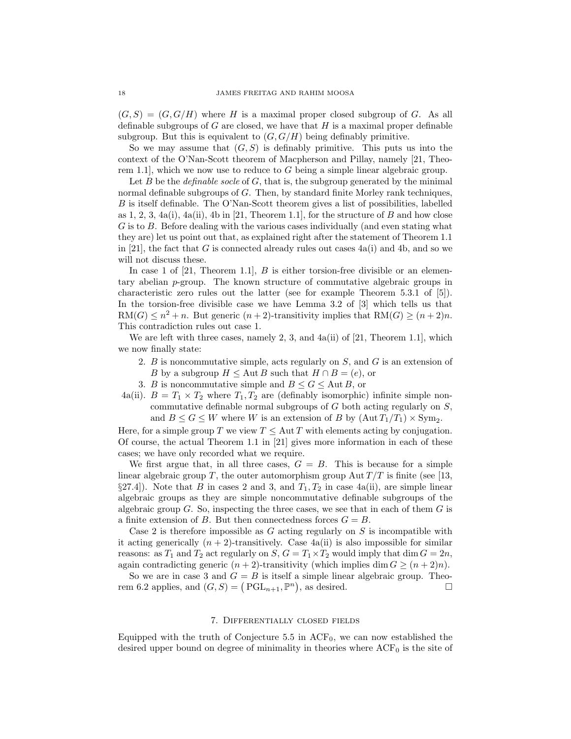$(G, S) = (G, G/H)$ where $H$ is a maximal proper closed subgroup of $G$. As all definable subgroups of $G$ are closed, we have that $H$ is a maximal proper definable subgroup. But this is equivalent to $(G, G/H)$ being definably primitive.

So we may assume that $(G, S)$ is definably primitive. This puts us into the context of the O'Nan-Scott theorem of Macpherson and Pillay, namely [21, Theorem 1.1], which we now use to reduce to $G$ being a simple linear algebraic group.

Let $B$ be the *definable socle* of $G$, that is, the subgroup generated by the minimal normal definable subgroups of $G$. Then, by standard finite Morley rank techniques, $B$ is itself definable. The O'Nan-Scott theorem gives a list of possibilities, labelled as 1, 2, 3, 4a(i), 4a(ii), 4b in [21, Theorem 1.1], for the structure of $B$ and how close $G$ is to $B$. Before dealing with the various cases individually (and even stating what they are) let us point out that, as explained right after the statement of Theorem 1.1 in [21], the fact that $G$ is connected already rules out cases 4a(i) and 4b, and so we will not discuss these.

In case 1 of [21, Theorem 1.1], $B$ is either torsion-free divisible or an elementary abelian $p$-group. The known structure of commutative algebraic groups in characteristic zero rules out the latter (see for example Theorem 5.3.1 of [5]). In the torsion-free divisible case we have Lemma 3.2 of [3] which tells us that $\mathrm{RM}(G) \leq n^2 + n$. But generic $(n+2)$-transitivity implies that $\mathrm{RM}(G) \geq (n+2)n$. This contradiction rules out case 1.

We are left with three cases, namely 2, 3, and 4a(ii) of [21, Theorem 1.1], which we now finally state:

2. $B$ is noncommutative simple, acts regularly on $S$, and $G$ is an extension of $B$ by a subgroup $H \leq \operatorname{Aut} B$ such that $H \cap B = (e)$, or
3. $B$ is noncommutative simple and $B \leq G \leq \operatorname{Aut} B$, or

4a(ii). $B = T_1 \times T_2$ where $T_1, T_2$ are (definably isomorphic) infinite simple noncommutative definable normal subgroups of $G$ both acting regularly on $S$, and $B \leq G \leq W$ where $W$ is an extension of $B$ by $(\operatorname{Aut} T_1/T_1) \times \operatorname{Sym}_2$.

Here, for a simple group $T$ we view $T \leq \operatorname{Aut} T$ with elements acting by conjugation. Of course, the actual Theorem 1.1 in [21] gives more information in each of these cases; we have only recorded what we require.

We first argue that, in all three cases, $G = B$. This is because for a simple linear algebraic group $T$, the outer automorphism group $\operatorname{Aut} T/T$ is finite (see [13, §27.4]). Note that $B$ in cases 2 and 3, and $T_1, T_2$ in case 4a(ii), are simple linear algebraic groups as they are simple noncommutative definable subgroups of the algebraic group $G$. So, inspecting the three cases, we see that in each of them $G$ is a finite extension of $B$. But then connectedness forces $G = B$.

Case 2 is therefore impossible as $G$ acting regularly on $S$ is incompatible with it acting generically $(n+2)$-transitively. Case 4a(ii) is also impossible for similar reasons: as $T_1$ and $T_2$ act regularly on $S$, $G = T_1 \times T_2$ would imply that $\dim G = 2n$, again contradicting generic $(n+2)$-transitivity (which implies $\dim G \geq (n+2)n$).

So we are in case 3 and $G = B$ is itself a simple linear algebraic group. Theorem 6.2 applies, and $(G, S) = \big(\mathrm{PGL}_{n+1}, \mathbb{P}^n\big)$, as desired. $\square$

## 7. Differentially closed fields

Equipped with the truth of Conjecture 5.5 in $\mathrm{ACF}_0$, we can now established the desired upper bound on degree of minimality in theories where $\mathrm{ACF}_0$ is the site of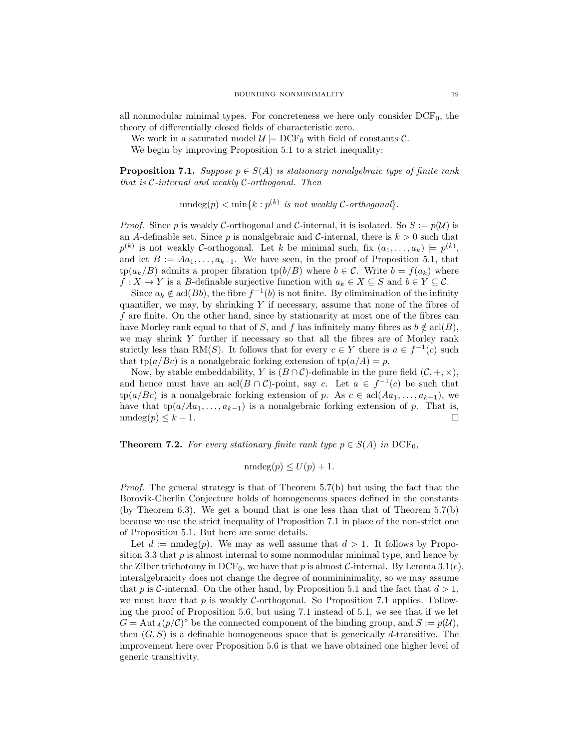all nonmodular minimal types. For concreteness we here only consider $\mathrm{DCF}_0$, the theory of differentially closed fields of characteristic zero.

We work in a saturated model $\mathcal{U} \models \mathrm{DCF}_0$ with field of constants $\mathcal{C}$.

We begin by improving Proposition 5.1 to a strict inequality:

**Proposition 7.1.** *Suppose $p \in S(A)$ is stationary nonalgebraic type of finite rank that is $\mathcal{C}$-internal and weakly $\mathcal{C}$-orthogonal. Then*

$$\mathrm{nmdeg}(p) < \min\{k : p^{(k)} \text{ is not weakly } \mathcal{C}\text{-orthogonal}\}.$$

*Proof.* Since $p$ is weakly $\mathcal{C}$-orthogonal and $\mathcal{C}$-internal, it is isolated. So $S := p(\mathcal{U})$ is an $A$-definable set. Since $p$ is nonalgebraic and $\mathcal{C}$-internal, there is $k > 0$ such that $p^{(k)}$ is not weakly $\mathcal{C}$-orthogonal. Let $k$ be minimal such, fix $(a_1, \ldots, a_k) \models p^{(k)}$, and let $B := Aa_1, \ldots, a_{k-1}$. We have seen, in the proof of Proposition 5.1, that $\mathrm{tp}(a_k/B)$ admits a proper fibration $\mathrm{tp}(b/B)$ where $b \in \mathcal{C}$. Write $b = f(a_k)$ where $f : X \to Y$ is a $B$-definable surjective function with $a_k \in X \subseteq S$ and $b \in Y \subseteq \mathcal{C}$.

Since $a_k \notin \mathrm{acl}(Bb)$, the fibre $f^{-1}(b)$ is not finite. By elimimination of the infinity quantifier, we may, by shrinking $Y$ if necessary, assume that none of the fibres of $f$ are finite. On the other hand, since by stationarity at most one of the fibres can have Morley rank equal to that of $S$, and $f$ has infinitely many fibres as $b \notin \mathrm{acl}(B)$, we may shrink $Y$ further if necessary so that all the fibres are of Morley rank strictly less than $\mathrm{RM}(S)$. It follows that for every $c \in Y$ there is $a \in f^{-1}(c)$ such that $\mathrm{tp}(a/Bc)$ is a nonalgebraic forking extension of $\mathrm{tp}(a/A) = p$.

Now, by stable embeddability, $Y$ is $(B \cap \mathcal{C})$-definable in the pure field $(\mathcal{C}, +, \times)$, and hence must have an $\mathrm{acl}(B \cap \mathcal{C})$-point, say $c$. Let $a \in f^{-1}(c)$ be such that $\mathrm{tp}(a/Bc)$ is a nonalgebraic forking extension of $p$. As $c \in \mathrm{acl}(Aa_1, \ldots, a_{k-1})$, we have that $\mathrm{tp}(a/Aa_1, \ldots, a_{k-1})$ is a nonalgebraic forking extension of $p$. That is, $\mathrm{nmdeg}(p) \leq k - 1$. $\square$

**Theorem 7.2.** *For every stationary finite rank type $p \in S(A)$ in $\mathrm{DCF}_0$,*

$$\mathrm{nmdeg}(p) \leq U(p) + 1.$$

*Proof.* The general strategy is that of Theorem 5.7(b) but using the fact that the Borovik-Cherlin Conjecture holds of homogeneous spaces defined in the constants (by Theorem 6.3). We get a bound that is one less than that of Theorem 5.7(b) because we use the strict inequality of Proposition 7.1 in place of the non-strict one of Proposition 5.1. But here are some details.

Let $d := \mathrm{nmdeg}(p)$. We may as well assume that $d > 1$. It follows by Proposition 3.3 that $p$ is almost internal to some nonmodular minimal type, and hence by the Zilber trichotomy in $\mathrm{DCF}_0$, we have that $p$ is almost $\mathcal{C}$-internal. By Lemma 3.1(c), interalgebraicity does not change the degree of nonmininimality, so we may assume that $p$ is $\mathcal{C}$-internal. On the other hand, by Proposition 5.1 and the fact that $d > 1$, we must have that $p$ is weakly $\mathcal{C}$-orthogonal. So Proposition 7.1 applies. Following the proof of Proposition 5.6, but using 7.1 instead of 5.1, we see that if we let $G = \mathrm{Aut}_A(p/\mathcal{C})^\circ$ be the connected component of the binding group, and $S := p(\mathcal{U})$, then $(G, S)$ is a definable homogeneous space that is generically $d$-transitive. The improvement here over Proposition 5.6 is that we have obtained one higher level of generic transitivity.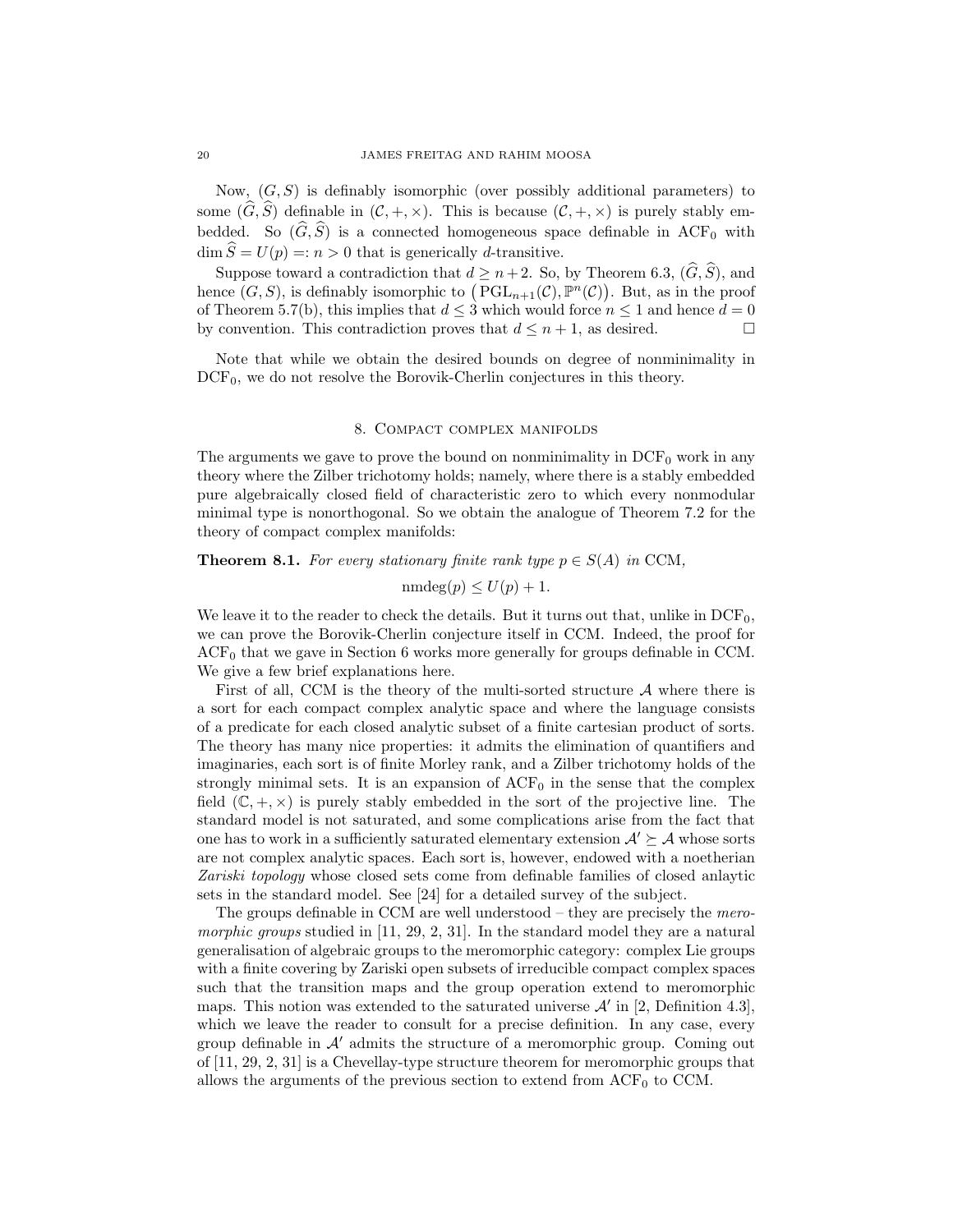Now, $(G, S)$ is definably isomorphic (over possibly additional parameters) to some $(\widehat{G}, \widehat{S})$ definable in $(\mathcal{C}, +, \times)$. This is because $(\mathcal{C}, +, \times)$ is purely stably embedded. So $(\widehat{G}, \widehat{S})$ is a connected homogeneous space definable in $\mathrm{ACF}_0$ with $\dim \widehat{S} = U(p) =: n > 0$ that is generically $d$-transitive.

Suppose toward a contradiction that $d \geq n+2$. So, by Theorem 6.3, $(\widehat{G}, \widehat{S})$, and hence $(G, S)$, is definably isomorphic to $\big(\mathrm{PGL}_{n+1}(\mathcal{C}), \mathbb{P}^n(\mathcal{C})\big)$. But, as in the proof of Theorem 5.7(b), this implies that $d \leq 3$ which would force $n \leq 1$ and hence $d = 0$ by convention. This contradiction proves that $d \leq n+1$, as desired. □

Note that while we obtain the desired bounds on degree of nonminimality in $\mathrm{DCF}_0$, we do not resolve the Borovik-Cherlin conjectures in this theory.

## 8. Compact complex manifolds

The arguments we gave to prove the bound on nonminimality in $\mathrm{DCF}_0$ work in any theory where the Zilber trichotomy holds; namely, where there is a stably embedded pure algebraically closed field of characteristic zero to which every nonmodular minimal type is nonorthogonal. So we obtain the analogue of Theorem 7.2 for the theory of compact complex manifolds:

**Theorem 8.1.** *For every stationary finite rank type $p \in S(A)$ in* CCM*,*

$$\mathrm{nmdeg}(p) \leq U(p) + 1.$$

We leave it to the reader to check the details. But it turns out that, unlike in $\mathrm{DCF}_0$, we can prove the Borovik-Cherlin conjecture itself in CCM. Indeed, the proof for $\mathrm{ACF}_0$ that we gave in Section 6 works more generally for groups definable in CCM. We give a few brief explanations here.

First of all, CCM is the theory of the multi-sorted structure $\mathcal{A}$ where there is a sort for each compact complex analytic space and where the language consists of a predicate for each closed analytic subset of a finite cartesian product of sorts. The theory has many nice properties: it admits the elimination of quantifiers and imaginaries, each sort is of finite Morley rank, and a Zilber trichotomy holds of the strongly minimal sets. It is an expansion of $\mathrm{ACF}_0$ in the sense that the complex field $(\mathbb{C}, +, \times)$ is purely stably embedded in the sort of the projective line. The standard model is not saturated, and some complications arise from the fact that one has to work in a sufficiently saturated elementary extension $\mathcal{A}' \succeq \mathcal{A}$ whose sorts are not complex analytic spaces. Each sort is, however, endowed with a noetherian *Zariski topology* whose closed sets come from definable families of closed anlaytic sets in the standard model. See [24] for a detailed survey of the subject.

The groups definable in CCM are well understood – they are precisely the *meromorphic groups* studied in [11, 29, 2, 31]. In the standard model they are a natural generalisation of algebraic groups to the meromorphic category: complex Lie groups with a finite covering by Zariski open subsets of irreducible compact complex spaces such that the transition maps and the group operation extend to meromorphic maps. This notion was extended to the saturated universe $\mathcal{A}'$ in [2, Definition 4.3], which we leave the reader to consult for a precise definition. In any case, every group definable in $\mathcal{A}'$ admits the structure of a meromorphic group. Coming out of [11, 29, 2, 31] is a Chevellay-type structure theorem for meromorphic groups that allows the arguments of the previous section to extend from $\mathrm{ACF}_0$ to CCM.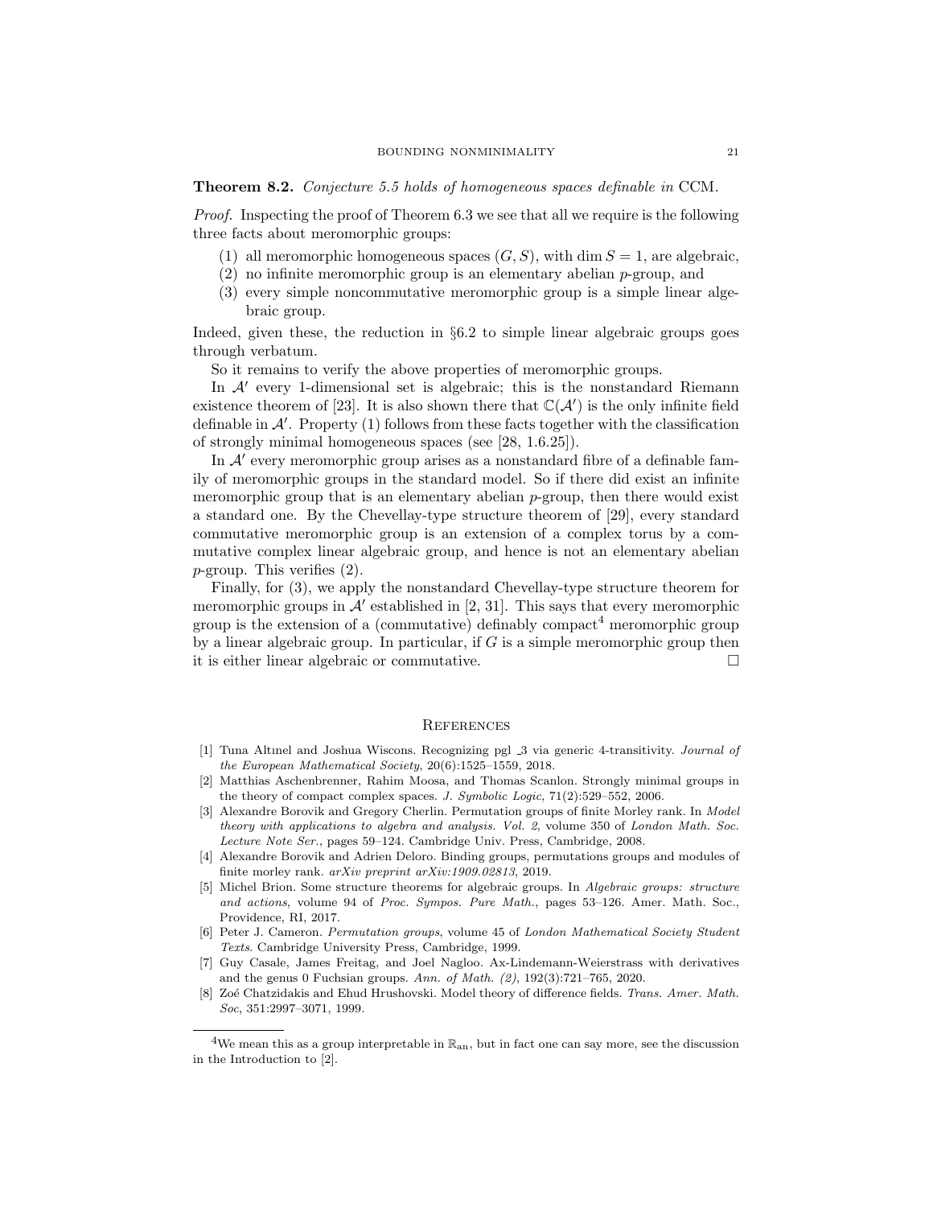**Theorem 8.2.** *Conjecture 5.5 holds of homogeneous spaces definable in* CCM.

*Proof.* Inspecting the proof of Theorem 6.3 we see that all we require is the following three facts about meromorphic groups:

1. all meromorphic homogeneous spaces $(G, S)$, with $\dim S = 1$, are algebraic,
2. no infinite meromorphic group is an elementary abelian $p$-group, and
3. every simple noncommutative meromorphic group is a simple linear algebraic group.

Indeed, given these, the reduction in §6.2 to simple linear algebraic groups goes through verbatim.

So it remains to verify the above properties of meromorphic groups.

In $\mathcal{A}'$ every 1-dimensional set is algebraic; this is the nonstandard Riemann existence theorem of [23]. It is also shown there that $\mathbb{C}(\mathcal{A}')$ is the only infinite field definable in $\mathcal{A}'$. Property (1) follows from these facts together with the classification of strongly minimal homogeneous spaces (see [28, 1.6.25]).

In $\mathcal{A}'$ every meromorphic group arises as a nonstandard fibre of a definable family of meromorphic groups in the standard model. So if there did exist an infinite meromorphic group that is an elementary abelian $p$-group, then there would exist a standard one. By the Chevellay-type structure theorem of [29], every standard commutative meromorphic group is an extension of a complex torus by a commutative complex linear algebraic group, and hence is not an elementary abelian $p$-group. This verifies (2).

Finally, for (3), we apply the nonstandard Chevellay-type structure theorem for meromorphic groups in $\mathcal{A}'$ established in [2, 31]. This says that every meromorphic group is the extension of a (commutative) definably compact[4] meromorphic group by a linear algebraic group. In particular, if $G$ is a simple meromorphic group then it is either linear algebraic or commutative. □

## References

[1] Tuna Altınel and Joshua Wiscons. Recognizing pgl_3 via generic 4-transitivity. *Journal of the European Mathematical Society*, 20(6):1525–1559, 2018.

[2] Matthias Aschenbrenner, Rahim Moosa, and Thomas Scanlon. Strongly minimal groups in the theory of compact complex spaces. *J. Symbolic Logic*, 71(2):529–552, 2006.

[3] Alexandre Borovik and Gregory Cherlin. Permutation groups of finite Morley rank. In *Model theory with applications to algebra and analysis. Vol. 2*, volume 350 of *London Math. Soc. Lecture Note Ser.*, pages 59–124. Cambridge Univ. Press, Cambridge, 2008.

[4] Alexandre Borovik and Adrien Deloro. Binding groups, permutations groups and modules of finite morley rank. *arXiv preprint arXiv:1909.02813*, 2019.

[5] Michel Brion. Some structure theorems for algebraic groups. In *Algebraic groups: structure and actions*, volume 94 of *Proc. Sympos. Pure Math.*, pages 53–126. Amer. Math. Soc., Providence, RI, 2017.

[6] Peter J. Cameron. *Permutation groups*, volume 45 of *London Mathematical Society Student Texts*. Cambridge University Press, Cambridge, 1999.

[7] Guy Casale, James Freitag, and Joel Nagloo. Ax-Lindemann-Weierstrass with derivatives and the genus 0 Fuchsian groups. *Ann. of Math. (2)*, 192(3):721–765, 2020.

[8] Zoé Chatzidakis and Ehud Hrushovski. Model theory of difference fields. *Trans. Amer. Math. Soc*, 351:2997–3071, 1999.

---

[4] We mean this as a group interpretable in $\mathbb{R}_{\text{an}}$, but in fact one can say more, see the discussion in the Introduction to [2].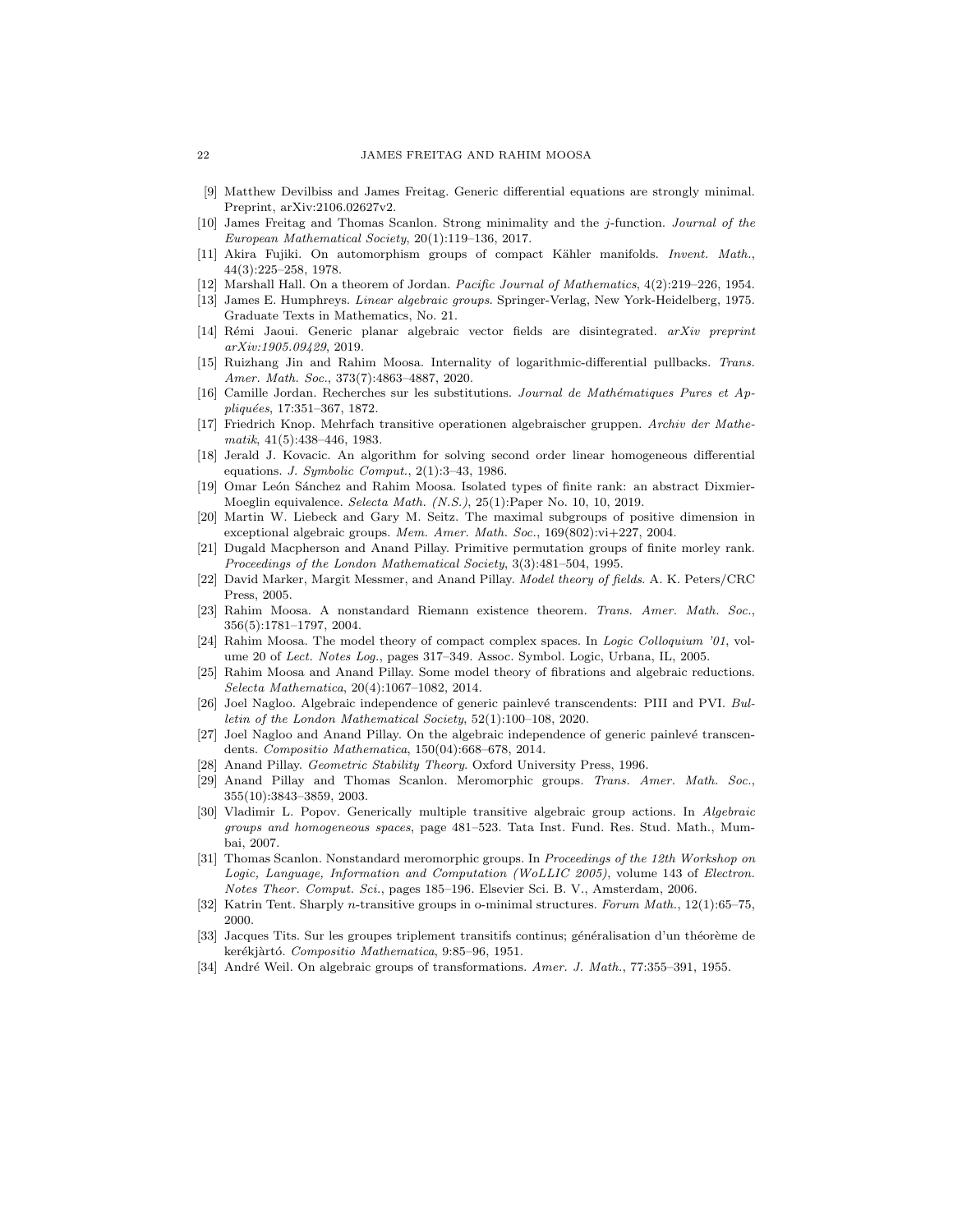[9] Matthew Devilbiss and James Freitag. Generic differential equations are strongly minimal. Preprint, arXiv:2106.02627v2.

[10] James Freitag and Thomas Scanlon. Strong minimality and the $j$-function. *Journal of the European Mathematical Society*, 20(1):119–136, 2017.

[11] Akira Fujiki. On automorphism groups of compact Kähler manifolds. *Invent. Math.*, 44(3):225–258, 1978.

[12] Marshall Hall. On a theorem of Jordan. *Pacific Journal of Mathematics*, 4(2):219–226, 1954.

[13] James E. Humphreys. *Linear algebraic groups*. Springer-Verlag, New York-Heidelberg, 1975. Graduate Texts in Mathematics, No. 21.

[14] Rémi Jaoui. Generic planar algebraic vector fields are disintegrated. *arXiv preprint arXiv:1905.09429*, 2019.

[15] Ruizhang Jin and Rahim Moosa. Internality of logarithmic-differential pullbacks. *Trans. Amer. Math. Soc.*, 373(7):4863–4887, 2020.

[16] Camille Jordan. Recherches sur les substitutions. *Journal de Mathématiques Pures et Appliquées*, 17:351–367, 1872.

[17] Friedrich Knop. Mehrfach transitive operationen algebraischer gruppen. *Archiv der Mathematik*, 41(5):438–446, 1983.

[18] Jerald J. Kovacic. An algorithm for solving second order linear homogeneous differential equations. *J. Symbolic Comput.*, 2(1):3–43, 1986.

[19] Omar León Sánchez and Rahim Moosa. Isolated types of finite rank: an abstract Dixmier-Moeglin equivalence. *Selecta Math. (N.S.)*, 25(1):Paper No. 10, 10, 2019.

[20] Martin W. Liebeck and Gary M. Seitz. The maximal subgroups of positive dimension in exceptional algebraic groups. *Mem. Amer. Math. Soc.*, 169(802):vi+227, 2004.

[21] Dugald Macpherson and Anand Pillay. Primitive permutation groups of finite morley rank. *Proceedings of the London Mathematical Society*, 3(3):481–504, 1995.

[22] David Marker, Margit Messmer, and Anand Pillay. *Model theory of fields*. A. K. Peters/CRC Press, 2005.

[23] Rahim Moosa. A nonstandard Riemann existence theorem. *Trans. Amer. Math. Soc.*, 356(5):1781–1797, 2004.

[24] Rahim Moosa. The model theory of compact complex spaces. In *Logic Colloquium '01*, volume 20 of *Lect. Notes Log.*, pages 317–349. Assoc. Symbol. Logic, Urbana, IL, 2005.

[25] Rahim Moosa and Anand Pillay. Some model theory of fibrations and algebraic reductions. *Selecta Mathematica*, 20(4):1067–1082, 2014.

[26] Joel Nagloo. Algebraic independence of generic painlevé transcendents: PIII and PVI. *Bulletin of the London Mathematical Society*, 52(1):100–108, 2020.

[27] Joel Nagloo and Anand Pillay. On the algebraic independence of generic painlevé transcendents. *Compositio Mathematica*, 150(04):668–678, 2014.

[28] Anand Pillay. *Geometric Stability Theory*. Oxford University Press, 1996.

[29] Anand Pillay and Thomas Scanlon. Meromorphic groups. *Trans. Amer. Math. Soc.*, 355(10):3843–3859, 2003.

[30] Vladimir L. Popov. Generically multiple transitive algebraic group actions. In *Algebraic groups and homogeneous spaces*, page 481–523. Tata Inst. Fund. Res. Stud. Math., Mumbai, 2007.

[31] Thomas Scanlon. Nonstandard meromorphic groups. In *Proceedings of the 12th Workshop on Logic, Language, Information and Computation (WoLLIC 2005)*, volume 143 of *Electron. Notes Theor. Comput. Sci.*, pages 185–196. Elsevier Sci. B. V., Amsterdam, 2006.

[32] Katrin Tent. Sharply $n$-transitive groups in o-minimal structures. *Forum Math.*, 12(1):65–75, 2000.

[33] Jacques Tits. Sur les groupes triplement transitifs continus; généralisation d'un théorème de kerékjàrtó. *Compositio Mathematica*, 9:85–96, 1951.

[34] André Weil. On algebraic groups of transformations. *Amer. J. Math.*, 77:355–391, 1955.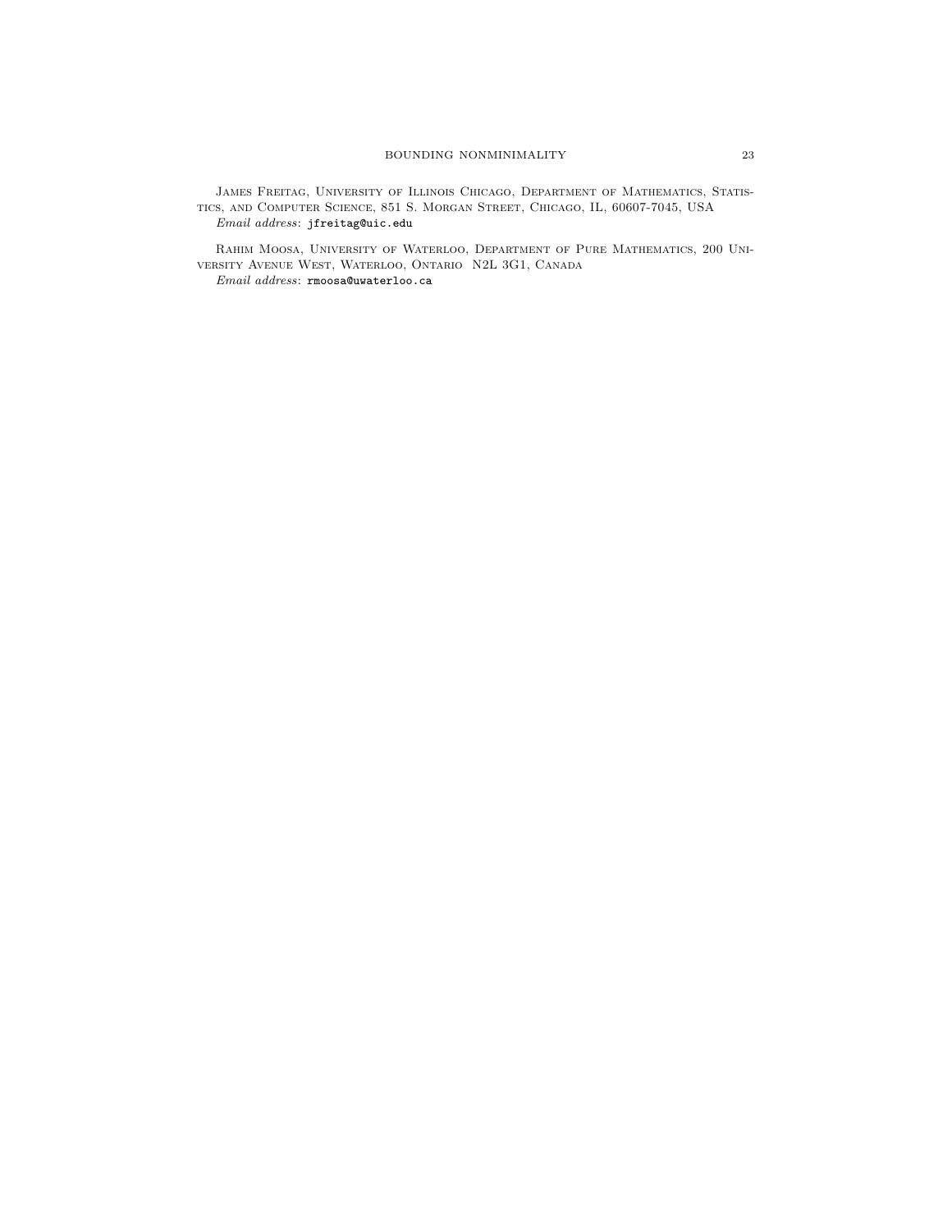James Freitag, University of Illinois Chicago, Department of Mathematics, Statistics, and Computer Science, 851 S. Morgan Street, Chicago, IL, 60607-7045, USA
*Email address*: jfreitag@uic.edu

Rahim Moosa, University of Waterloo, Department of Pure Mathematics, 200 University Avenue West, Waterloo, Ontario N2L 3G1, Canada
*Email address*: rmoosa@uwaterloo.ca